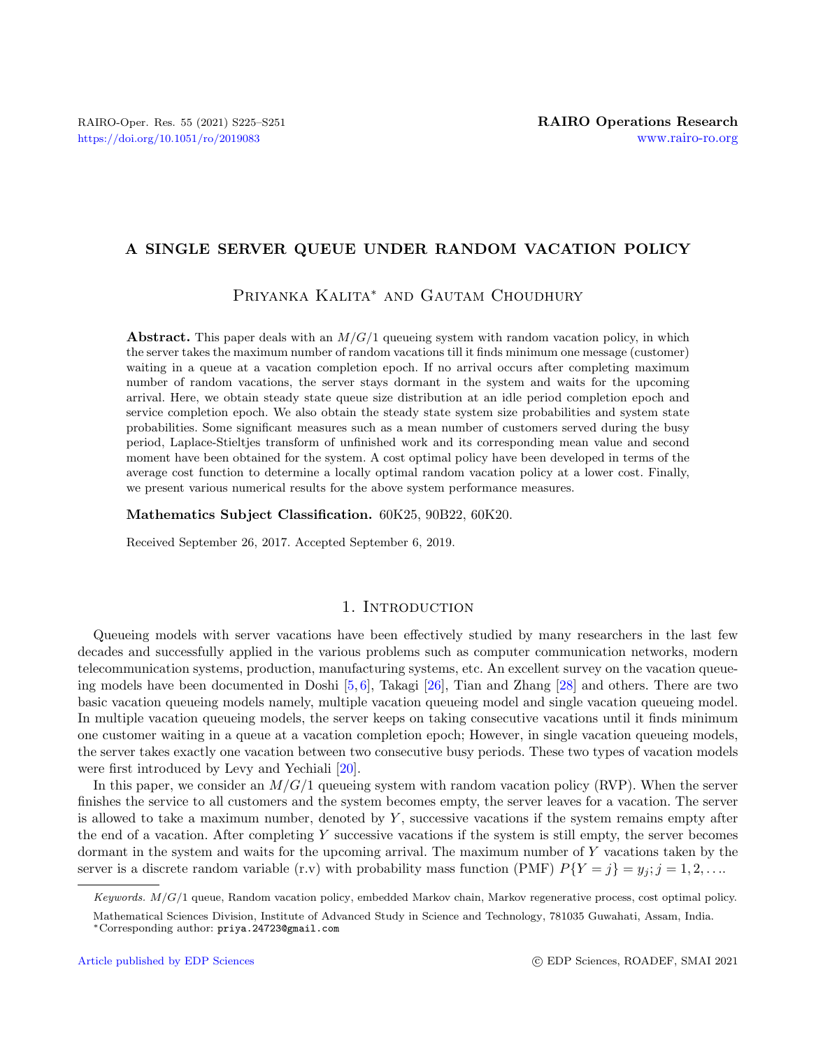# A SINGLE SERVER QUEUE UNDER RANDOM VACATION POLICY

Priyanka Kalita* and Gautam Choudhury

**Abstract.** This paper deals with an $M/G/1$ queueing system with random vacation policy, in which the server takes the maximum number of random vacations till it finds minimum one message (customer) waiting in a queue at a vacation completion epoch. If no arrival occurs after completing maximum number of random vacations, the server stays dormant in the system and waits for the upcoming arrival. Here, we obtain steady state queue size distribution at an idle period completion epoch and service completion epoch. We also obtain the steady state system size probabilities and system state probabilities. Some significant measures such as a mean number of customers served during the busy period, Laplace-Stieltjes transform of unfinished work and its corresponding mean value and second moment have been obtained for the system. A cost optimal policy have been developed in terms of the average cost function to determine a locally optimal random vacation policy at a lower cost. Finally, we present various numerical results for the above system performance measures.

**Mathematics Subject Classification.** 60K25, 90B22, 60K20.

Received September 26, 2017. Accepted September 6, 2019.

## 1. Introduction

Queueing models with server vacations have been effectively studied by many researchers in the last few decades and successfully applied in the various problems such as computer communication networks, modern telecommunication systems, production, manufacturing systems, etc. An excellent survey on the vacation queueing models have been documented in Doshi [5, 6], Takagi [26], Tian and Zhang [28] and others. There are two basic vacation queueing models namely, multiple vacation queueing model and single vacation queueing model. In multiple vacation queueing models, the server keeps on taking consecutive vacations until it finds minimum one customer waiting in a queue at a vacation completion epoch; However, in single vacation queueing models, the server takes exactly one vacation between two consecutive busy periods. These two types of vacation models were first introduced by Levy and Yechiali [20].

In this paper, we consider an $M/G/1$ queueing system with random vacation policy (RVP). When the server finishes the service to all customers and the system becomes empty, the server leaves for a vacation. The server is allowed to take a maximum number, denoted by $Y$, successive vacations if the system remains empty after the end of a vacation. After completing $Y$ successive vacations if the system is still empty, the server becomes dormant in the system and waits for the upcoming arrival. The maximum number of $Y$ vacations taken by the server is a discrete random variable (r.v) with probability mass function (PMF) $P\{Y = j\} = y_j; j = 1, 2, \ldots$.

*Keywords.* $M/G/1$ queue, Random vacation policy, embedded Markov chain, Markov regenerative process, cost optimal policy.

Mathematical Sciences Division, Institute of Advanced Study in Science and Technology, 781035 Guwahati, Assam, India.

*Corresponding author: priya.24723@gmail.com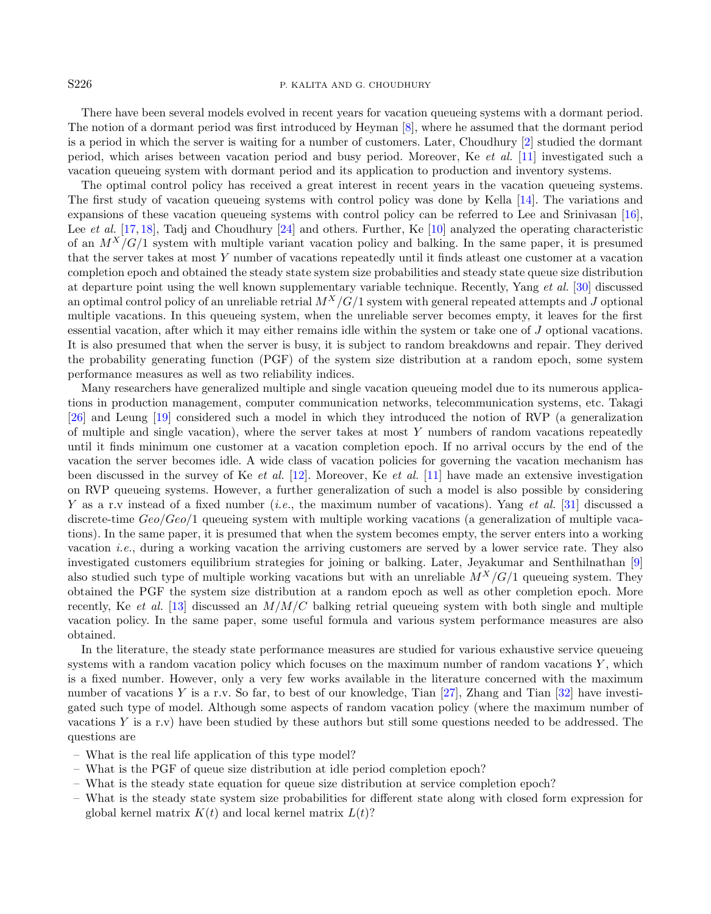There have been several models evolved in recent years for vacation queueing systems with a dormant period. The notion of a dormant period was first introduced by Heyman [8], where he assumed that the dormant period is a period in which the server is waiting for a number of customers. Later, Choudhury [2] studied the dormant period, which arises between vacation period and busy period. Moreover, Ke *et al.* [11] investigated such a vacation queueing system with dormant period and its application to production and inventory systems.

The optimal control policy has received a great interest in recent years in the vacation queueing systems. The first study of vacation queueing systems with control policy was done by Kella [14]. The variations and expansions of these vacation queueing systems with control policy can be referred to Lee and Srinivasan [16], Lee *et al.* [17, 18], Tadj and Choudhury [24] and others. Further, Ke [10] analyzed the operating characteristic of an $M^X/G/1$ system with multiple variant vacation policy and balking. In the same paper, it is presumed that the server takes at most $Y$ number of vacations repeatedly until it finds atleast one customer at a vacation completion epoch and obtained the steady state system size probabilities and steady state queue size distribution at departure point using the well known supplementary variable technique. Recently, Yang *et al.* [30] discussed an optimal control policy of an unreliable retrial $M^X/G/1$ system with general repeated attempts and $J$ optional multiple vacations. In this queueing system, when the unreliable server becomes empty, it leaves for the first essential vacation, after which it may either remains idle within the system or take one of $J$ optional vacations. It is also presumed that when the server is busy, it is subject to random breakdowns and repair. They derived the probability generating function (PGF) of the system size distribution at a random epoch, some system performance measures as well as two reliability indices.

Many researchers have generalized multiple and single vacation queueing model due to its numerous applications in production management, computer communication networks, telecommunication systems, etc. Takagi [26] and Leung [19] considered such a model in which they introduced the notion of RVP (a generalization of multiple and single vacation), where the server takes at most $Y$ numbers of random vacations repeatedly until it finds minimum one customer at a vacation completion epoch. If no arrival occurs by the end of the vacation the server becomes idle. A wide class of vacation policies for governing the vacation mechanism has been discussed in the survey of Ke *et al.* [12]. Moreover, Ke *et al.* [11] have made an extensive investigation on RVP queueing systems. However, a further generalization of such a model is also possible by considering $Y$ as a r.v instead of a fixed number (*i.e.*, the maximum number of vacations). Yang *et al.* [31] discussed a discrete-time $Geo/Geo/1$ queueing system with multiple working vacations (a generalization of multiple vacations). In the same paper, it is presumed that when the system becomes empty, the server enters into a working vacation *i.e.*, during a working vacation the arriving customers are served by a lower service rate. They also investigated customers equilibrium strategies for joining or balking. Later, Jeyakumar and Senthilnathan [9] also studied such type of multiple working vacations but with an unreliable $M^X/G/1$ queueing system. They obtained the PGF the system size distribution at a random epoch as well as other completion epoch. More recently, Ke *et al.* [13] discussed an $M/M/C$ balking retrial queueing system with both single and multiple vacation policy. In the same paper, some useful formula and various system performance measures are also obtained.

In the literature, the steady state performance measures are studied for various exhaustive service queueing systems with a random vacation policy which focuses on the maximum number of random vacations $Y$, which is a fixed number. However, only a very few works available in the literature concerned with the maximum number of vacations $Y$ is a r.v. So far, to best of our knowledge, Tian [27], Zhang and Tian [32] have investigated such type of model. Although some aspects of random vacation policy (where the maximum number of vacations $Y$ is a r.v) have been studied by these authors but still some questions needed to be addressed. The questions are

- What is the real life application of this type model?
- What is the PGF of queue size distribution at idle period completion epoch?
- What is the steady state equation for queue size distribution at service completion epoch?
- What is the steady state system size probabilities for different state along with closed form expression for global kernel matrix $K(t)$ and local kernel matrix $L(t)$?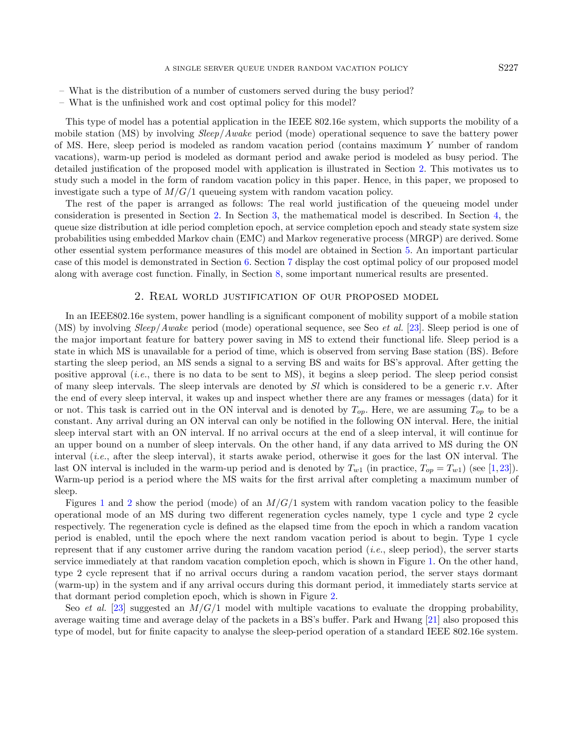- What is the distribution of a number of customers served during the busy period?
- What is the unfinished work and cost optimal policy for this model?

This type of model has a potential application in the IEEE 802.16e system, which supports the mobility of a mobile station (MS) by involving *Sleep*/*Awake* period (mode) operational sequence to save the battery power of MS. Here, sleep period is modeled as random vacation period (contains maximum $Y$ number of random vacations), warm-up period is modeled as dormant period and awake period is modeled as busy period. The detailed justification of the proposed model with application is illustrated in Section 2. This motivates us to study such a model in the form of random vacation policy in this paper. Hence, in this paper, we proposed to investigate such a type of $M/G/1$ queueing system with random vacation policy.

The rest of the paper is arranged as follows: The real world justification of the queueing model under consideration is presented in Section 2. In Section 3, the mathematical model is described. In Section 4, the queue size distribution at idle period completion epoch, at service completion epoch and steady state system size probabilities using embedded Markov chain (EMC) and Markov regenerative process (MRGP) are derived. Some other essential system performance measures of this model are obtained in Section 5. An important particular case of this model is demonstrated in Section 6. Section 7 display the cost optimal policy of our proposed model along with average cost function. Finally, in Section 8, some important numerical results are presented.

## 2. Real world justification of our proposed model

In an IEEE802.16e system, power handling is a significant component of mobility support of a mobile station (MS) by involving *Sleep*/*Awake* period (mode) operational sequence, see Seo *et al.* [23]. Sleep period is one of the major important feature for battery power saving in MS to extend their functional life. Sleep period is a state in which MS is unavailable for a period of time, which is observed from serving Base station (BS). Before starting the sleep period, an MS sends a signal to a serving BS and waits for BS's approval. After getting the positive approval (*i.e.*, there is no data to be sent to MS), it begins a sleep period. The sleep period consist of many sleep intervals. The sleep intervals are denoted by $Sl$ which is considered to be a generic r.v. After the end of every sleep interval, it wakes up and inspect whether there are any frames or messages (data) for it or not. This task is carried out in the ON interval and is denoted by $T_{op}$. Here, we are assuming $T_{op}$ to be a constant. Any arrival during an ON interval can only be notified in the following ON interval. Here, the initial sleep interval start with an ON interval. If no arrival occurs at the end of a sleep interval, it will continue for an upper bound on a number of sleep intervals. On the other hand, if any data arrived to MS during the ON interval (*i.e.*, after the sleep interval), it starts awake period, otherwise it goes for the last ON interval. The last ON interval is included in the warm-up period and is denoted by $T_{w1}$ (in practice, $T_{op} = T_{w1}$) (see [1,23]). Warm-up period is a period where the MS waits for the first arrival after completing a maximum number of sleep.

Figures 1 and 2 show the period (mode) of an $M/G/1$ system with random vacation policy to the feasible operational mode of an MS during two different regeneration cycles namely, type 1 cycle and type 2 cycle respectively. The regeneration cycle is defined as the elapsed time from the epoch in which a random vacation period is enabled, until the epoch where the next random vacation period is about to begin. Type 1 cycle represent that if any customer arrive during the random vacation period (*i.e.*, sleep period), the server starts service immediately at that random vacation completion epoch, which is shown in Figure 1. On the other hand, type 2 cycle represent that if no arrival occurs during a random vacation period, the server stays dormant (warm-up) in the system and if any arrival occurs during this dormant period, it immediately starts service at that dormant period completion epoch, which is shown in Figure 2.

Seo *et al.* [23] suggested an $M/G/1$ model with multiple vacations to evaluate the dropping probability, average waiting time and average delay of the packets in a BS's buffer. Park and Hwang [21] also proposed this type of model, but for finite capacity to analyse the sleep-period operation of a standard IEEE 802.16e system.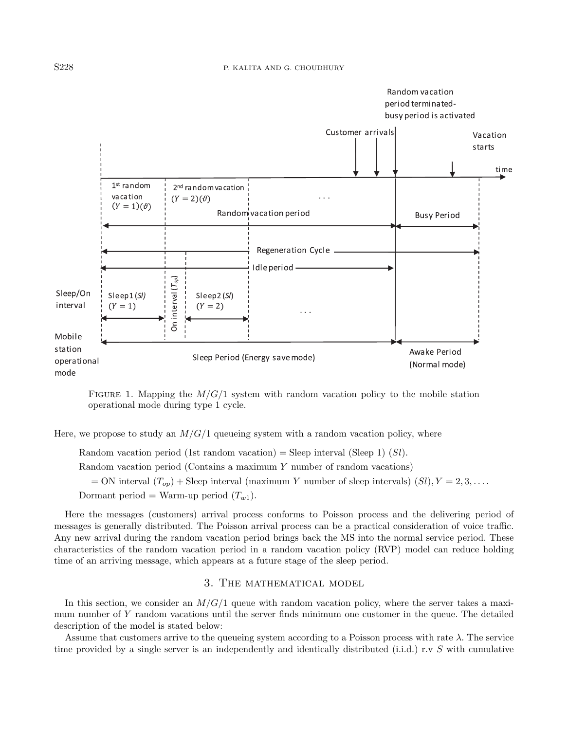FIGURE 1. Mapping the $M/G/1$ system with random vacation policy to the mobile station operational mode during type 1 cycle.

Here, we propose to study an $M/G/1$ queueing system with a random vacation policy, where

Random vacation period (1st random vacation) = Sleep interval (Sleep 1) ($Sl$).

Random vacation period (Contains a maximum $Y$ number of random vacations)

$= \text{ON interval } (T_{op}) + \text{Sleep interval (maximum } Y \text{ number of sleep intervals) } (Sl), Y = 2, 3, \ldots.$

Dormant period = Warm-up period ($T_{w1}$).

Here the messages (customers) arrival process conforms to Poisson process and the delivering period of messages is generally distributed. The Poisson arrival process can be a practical consideration of voice traffic. Any new arrival during the random vacation period brings back the MS into the normal service period. These characteristics of the random vacation period in a random vacation policy (RVP) model can reduce holding time of an arriving message, which appears at a future stage of the sleep period.

## 3. The mathematical model

In this section, we consider an $M/G/1$ queue with random vacation policy, where the server takes a maximum number of $Y$ random vacations until the server finds minimum one customer in the queue. The detailed description of the model is stated below:

Assume that customers arrive to the queueing system according to a Poisson process with rate $\lambda$. The service time provided by a single server is an independently and identically distributed (i.i.d.) r.v $S$ with cumulative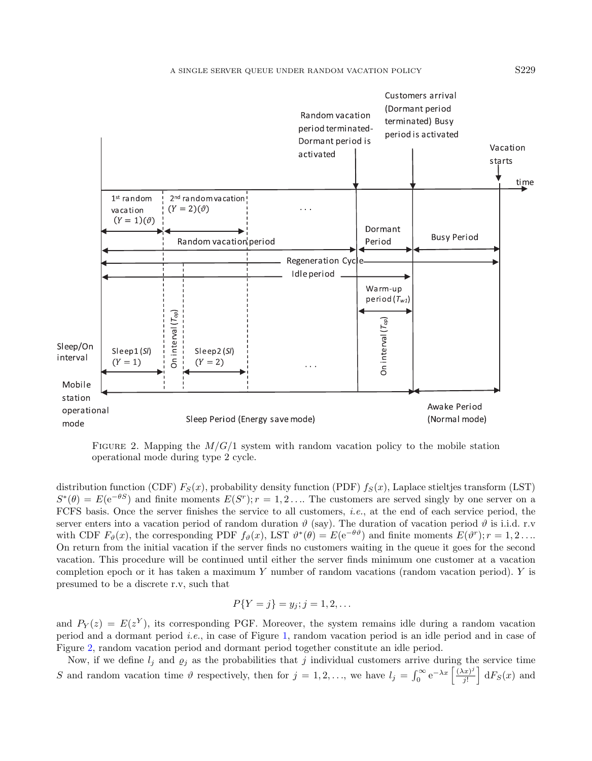FIGURE 2. Mapping the $M/G/1$ system with random vacation policy to the mobile station operational mode during type 2 cycle.

distribution function (CDF) $F_S(x)$, probability density function (PDF) $f_S(x)$, Laplace stieltjes transform (LST) $S^*(\theta) = E(\mathrm{e}^{-\theta S})$ and finite moments $E(S^r); r = 1, 2 \ldots$. The customers are served singly by one server on a FCFS basis. Once the server finishes the service to all customers, *i.e.*, at the end of each service period, the server enters into a vacation period of random duration $\vartheta$ (say). The duration of vacation period $\vartheta$ is i.i.d. r.v with CDF $F_\vartheta(x)$, the corresponding PDF $f_\vartheta(x)$, LST $\vartheta^*(\theta) = E(\mathrm{e}^{-\theta\vartheta})$ and finite moments $E(\vartheta^r); r = 1, 2 \ldots$. On return from the initial vacation if the server finds no customers waiting in the queue it goes for the second vacation. This procedure will be continued until either the server finds minimum one customer at a vacation completion epoch or it has taken a maximum $Y$ number of random vacations (random vacation period). $Y$ is presumed to be a discrete r.v, such that

$$P\{Y = j\} = y_j; j = 1, 2, \ldots$$

and $P_Y(z) = E(z^Y)$, its corresponding PGF. Moreover, the system remains idle during a random vacation period and a dormant period *i.e.*, in case of Figure 1, random vacation period is an idle period and in case of Figure 2, random vacation period and dormant period together constitute an idle period.

Now, if we define $l_j$ and $\varrho_j$ as the probabilities that $j$ individual customers arrive during the service time $S$ and random vacation time $\vartheta$ respectively, then for $j = 1, 2, \ldots$, we have $l_j = \int_0^\infty \mathrm{e}^{-\lambda x} \left[\frac{(\lambda x)^j}{j!}\right] \mathrm{d}F_S(x)$ and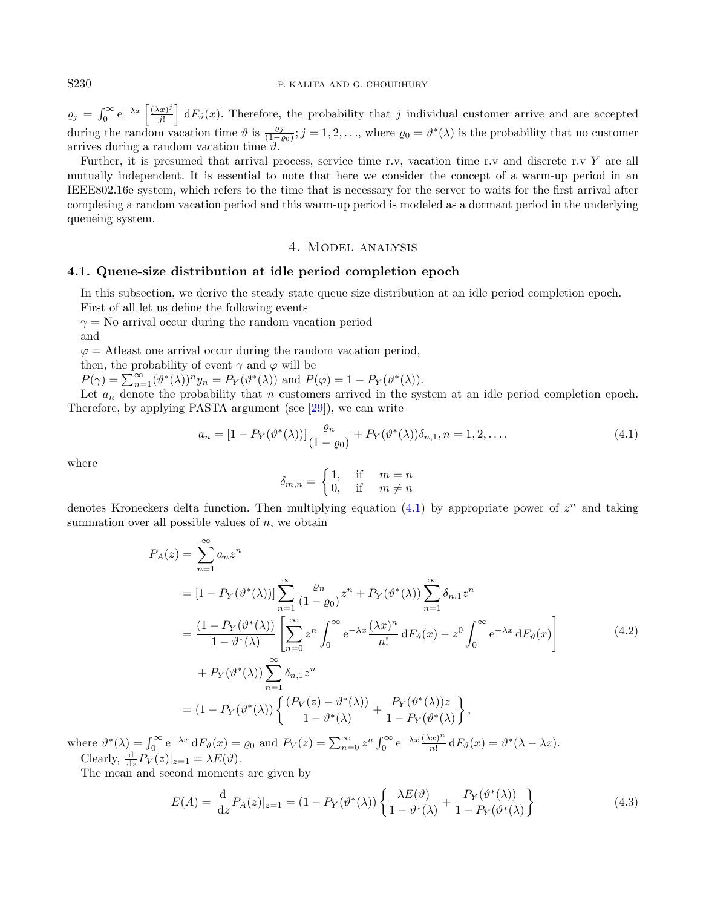$\varrho_j = \int_0^\infty \mathrm{e}^{-\lambda x}\left[\frac{(\lambda x)^j}{j!}\right] \mathrm{d}F_\vartheta(x)$. Therefore, the probability that $j$ individual customer arrive and are accepted during the random vacation time $\vartheta$ is $\frac{\varrho_j}{(1-\varrho_0)}; j = 1, 2, \ldots$, where $\varrho_0 = \vartheta^*(\lambda)$ is the probability that no customer arrives during a random vacation time $\vartheta$.

Further, it is presumed that arrival process, service time r.v, vacation time r.v and discrete r.v $Y$ are all mutually independent. It is essential to note that here we consider the concept of a warm-up period in an IEEE802.16e system, which refers to the time that is necessary for the server to waits for the first arrival after completing a random vacation period and this warm-up period is modeled as a dormant period in the underlying queueing system.

## 4. Model analysis

### 4.1. Queue-size distribution at idle period completion epoch

In this subsection, we derive the steady state queue size distribution at an idle period completion epoch.

First of all let us define the following events

$\gamma$ = No arrival occur during the random vacation period

and

$\varphi$ = Atleast one arrival occur during the random vacation period,

then, the probability of event $\gamma$ and $\varphi$ will be

$P(\gamma) = \sum_{n=1}^{\infty}(\vartheta^*(\lambda))^n y_n = P_Y(\vartheta^*(\lambda))$ and $P(\varphi) = 1 - P_Y(\vartheta^*(\lambda))$.

Let $a_n$ denote the probability that $n$ customers arrived in the system at an idle period completion epoch. Therefore, by applying PASTA argument (see [29]), we can write

$$a_n = [1 - P_Y(\vartheta^*(\lambda))]\frac{\varrho_n}{(1-\varrho_0)} + P_Y(\vartheta^*(\lambda))\delta_{n,1}, n = 1, 2, \ldots. \tag{4.1}$$

where

$$\delta_{m,n} = \begin{cases} 1, & \text{if} \quad m = n \\ 0, & \text{if} \quad m \neq n \end{cases}$$

denotes Kroneckers delta function. Then multiplying equation (4.1) by appropriate power of $z^n$ and taking summation over all possible values of $n$, we obtain

$$\begin{aligned}
P_A(z) &= \sum_{n=1}^{\infty} a_n z^n \\
&= [1 - P_Y(\vartheta^*(\lambda))]\sum_{n=1}^{\infty}\frac{\varrho_n}{(1-\varrho_0)}z^n + P_Y(\vartheta^*(\lambda))\sum_{n=1}^{\infty}\delta_{n,1}z^n \\
&= \frac{(1 - P_Y(\vartheta^*(\lambda))}{1-\vartheta^*(\lambda)}\left[\sum_{n=0}^{\infty} z^n \int_0^\infty \mathrm{e}^{-\lambda x}\frac{(\lambda x)^n}{n!}\,\mathrm{d}F_\vartheta(x) - z^0\int_0^\infty \mathrm{e}^{-\lambda x}\,\mathrm{d}F_\vartheta(x)\right] \\
&\quad + P_Y(\vartheta^*(\lambda))\sum_{n=1}^{\infty}\delta_{n,1}z^n \\
&= (1 - P_Y(\vartheta^*(\lambda))\left\{\frac{(P_V(z) - \vartheta^*(\lambda))}{1-\vartheta^*(\lambda)} + \frac{P_Y(\vartheta^*(\lambda))z}{1 - P_Y(\vartheta^*(\lambda)}\right\},
\end{aligned} \tag{4.2}$$

where $\vartheta^*(\lambda) = \int_0^\infty \mathrm{e}^{-\lambda x}\,\mathrm{d}F_\vartheta(x) = \varrho_0$ and $P_V(z) = \sum_{n=0}^{\infty} z^n \int_0^\infty \mathrm{e}^{-\lambda x}\frac{(\lambda x)^n}{n!}\,\mathrm{d}F_\vartheta(x) = \vartheta^*(\lambda - \lambda z)$.

Clearly, $\frac{\mathrm{d}}{\mathrm{d}z}P_V(z)|_{z=1} = \lambda E(\vartheta)$.

The mean and second moments are given by

$$E(A) = \frac{\mathrm{d}}{\mathrm{d}z}P_A(z)|_{z=1} = (1 - P_Y(\vartheta^*(\lambda))\left\{\frac{\lambda E(\vartheta)}{1-\vartheta^*(\lambda)} + \frac{P_Y(\vartheta^*(\lambda))}{1 - P_Y(\vartheta^*(\lambda)}\right\} \tag{4.3}$$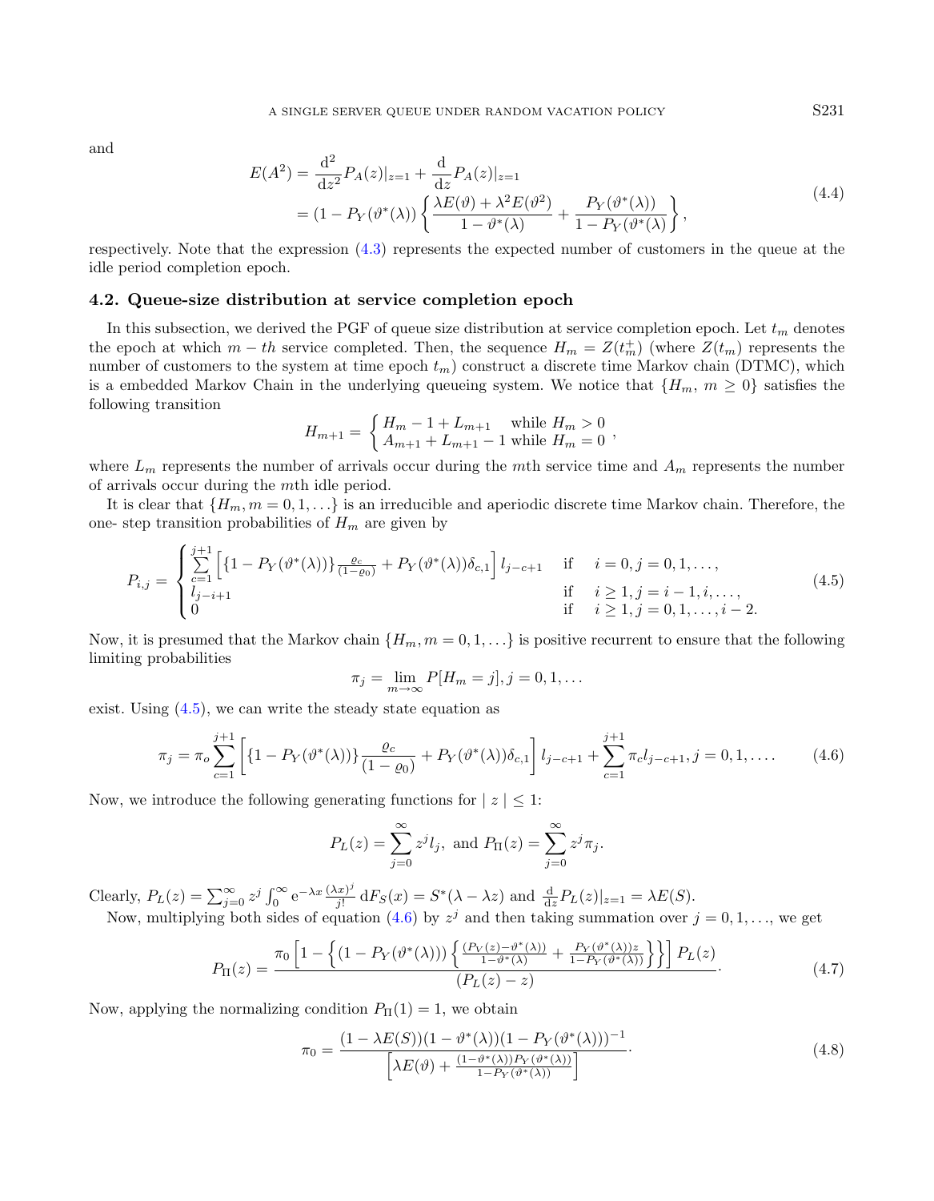and

$$
\begin{aligned}
E(A^2) &= \frac{\mathrm{d}^2}{\mathrm{d}z^2} P_A(z)|_{z=1} + \frac{\mathrm{d}}{\mathrm{d}z} P_A(z)|_{z=1} \\
&= (1 - P_Y(\vartheta^*(\lambda)) \left\{ \frac{\lambda E(\vartheta) + \lambda^2 E(\vartheta^2)}{1 - \vartheta^*(\lambda)} + \frac{P_Y(\vartheta^*(\lambda))}{1 - P_Y(\vartheta^*(\lambda)} \right\},
\end{aligned} \tag{4.4}
$$

respectively. Note that the expression (4.3) represents the expected number of customers in the queue at the idle period completion epoch.

### 4.2. Queue-size distribution at service completion epoch

In this subsection, we derived the PGF of queue size distribution at service completion epoch. Let $t_m$ denotes the epoch at which $m - th$ service completed. Then, the sequence $H_m = Z(t_m^+)$ (where $Z(t_m)$ represents the number of customers to the system at time epoch $t_m$) construct a discrete time Markov chain (DTMC), which is a embedded Markov Chain in the underlying queueing system. We notice that $\{H_m,\, m \geq 0\}$ satisfies the following transition

$$
H_{m+1} = \begin{cases} H_m - 1 + L_{m+1} & \text{while } H_m > 0 \\ A_{m+1} + L_{m+1} - 1 & \text{while } H_m = 0 \end{cases},
$$

where $L_m$ represents the number of arrivals occur during the $m$th service time and $A_m$ represents the number of arrivals occur during the $m$th idle period.

It is clear that $\{H_m, m = 0, 1, \ldots\}$ is an irreducible and aperiodic discrete time Markov chain. Therefore, the one- step transition probabilities of $H_m$ are given by

$$
P_{i,j} = \begin{cases} \sum\limits_{c=1}^{j+1} \left[ \{1 - P_Y(\vartheta^*(\lambda))\} \frac{\varrho_c}{(1-\varrho_0)} + P_Y(\vartheta^*(\lambda))\delta_{c,1} \right] l_{j-c+1} & \text{if} \quad i = 0, j = 0, 1, \ldots, \\ l_{j-i+1} & \text{if} \quad i \geq 1, j = i-1, i, \ldots, \\ 0 & \text{if} \quad i \geq 1, j = 0, 1, \ldots, i-2. \end{cases} \tag{4.5}
$$

Now, it is presumed that the Markov chain $\{H_m, m = 0, 1, \ldots\}$ is positive recurrent to ensure that the following limiting probabilities

$$
\pi_j = \lim_{m \to \infty} P[H_m = j], j = 0, 1, \ldots
$$

exist. Using (4.5), we can write the steady state equation as

$$
\pi_j = \pi_o \sum_{c=1}^{j+1} \left[ \{1 - P_Y(\vartheta^*(\lambda))\} \frac{\varrho_c}{(1-\varrho_0)} + P_Y(\vartheta^*(\lambda))\delta_{c,1} \right] l_{j-c+1} + \sum_{c=1}^{j+1} \pi_c l_{j-c+1}, j = 0, 1, \ldots. \tag{4.6}
$$

Now, we introduce the following generating functions for $|\, z \,| \leq 1$:

$$
P_L(z) = \sum_{j=0}^{\infty} z^j l_j, \text{ and } P_\Pi(z) = \sum_{j=0}^{\infty} z^j \pi_j.
$$

Clearly, $P_L(z) = \sum_{j=0}^{\infty} z^j \int_0^\infty \mathrm{e}^{-\lambda x} \frac{(\lambda x)^j}{j!} \,\mathrm{d}F_S(x) = S^*(\lambda - \lambda z)$ and $\frac{\mathrm{d}}{\mathrm{d}z} P_L(z)|_{z=1} = \lambda E(S)$.

Now, multiplying both sides of equation (4.6) by $z^j$ and then taking summation over $j = 0, 1, \ldots$, we get

$$
P_\Pi(z) = \frac{\pi_0 \left[ 1 - \left\{ (1 - P_Y(\vartheta^*(\lambda))) \left\{ \frac{(P_V(z) - \vartheta^*(\lambda))}{1 - \vartheta^*(\lambda)} + \frac{P_Y(\vartheta^*(\lambda)) z}{1 - P_Y(\vartheta^*(\lambda))} \right\} \right\} \right] P_L(z)}{(P_L(z) - z)}. \tag{4.7}
$$

Now, applying the normalizing condition $P_\Pi(1) = 1$, we obtain

$$
\pi_0 = \frac{(1 - \lambda E(S))(1 - \vartheta^*(\lambda))(1 - P_Y(\vartheta^*(\lambda)))^{-1}}{\left[ \lambda E(\vartheta) + \frac{(1 - \vartheta^*(\lambda)) P_Y(\vartheta^*(\lambda))}{1 - P_Y(\vartheta^*(\lambda))} \right]}. \tag{4.8}
$$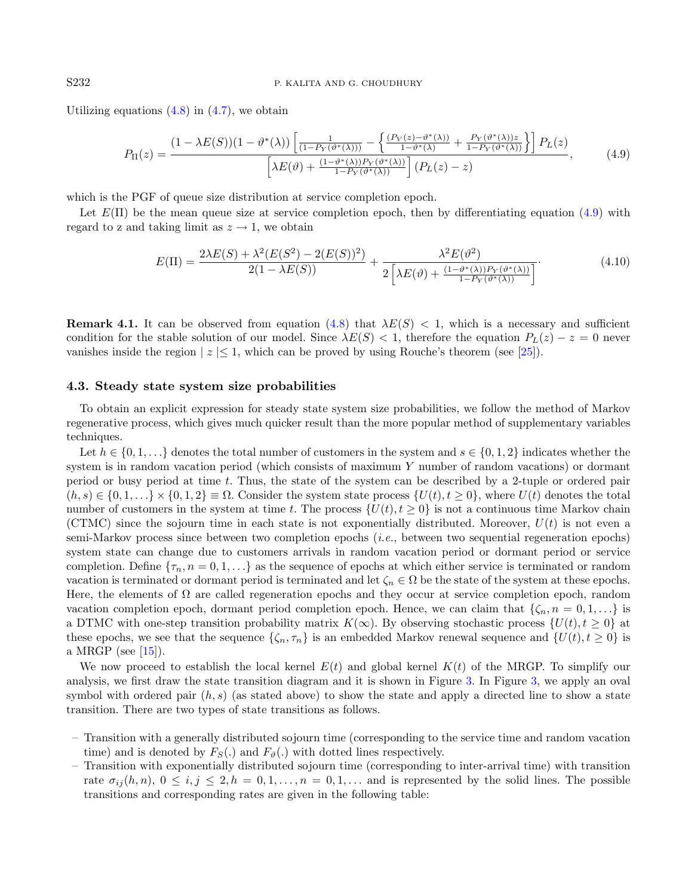Utilizing equations (4.8) in (4.7), we obtain

$$P_{\Pi}(z) = \frac{(1-\lambda E(S))(1-\vartheta^*(\lambda))\left[\frac{1}{(1-P_Y(\vartheta^*(\lambda)))} - \left\{\frac{(P_V(z)-\vartheta^*(\lambda))}{1-\vartheta^*(\lambda)} + \frac{P_Y(\vartheta^*(\lambda))z}{1-P_Y(\vartheta^*(\lambda))}\right\}\right] P_L(z)}{\left[\lambda E(\vartheta) + \frac{(1-\vartheta^*(\lambda))P_Y(\vartheta^*(\lambda))}{1-P_Y(\vartheta^*(\lambda))}\right](P_L(z)-z)}, \tag{4.9}$$

which is the PGF of queue size distribution at service completion epoch.

Let $E(\Pi)$ be the mean queue size at service completion epoch, then by differentiating equation (4.9) with regard to z and taking limit as $z \to 1$, we obtain

$$E(\Pi) = \frac{2\lambda E(S) + \lambda^2(E(S^2) - 2(E(S))^2)}{2(1-\lambda E(S))} + \frac{\lambda^2 E(\vartheta^2)}{2\left[\lambda E(\vartheta) + \frac{(1-\vartheta^*(\lambda))P_Y(\vartheta^*(\lambda))}{1-P_Y(\vartheta^*(\lambda))}\right]}. \tag{4.10}$$

**Remark 4.1.** It can be observed from equation (4.8) that $\lambda E(S) < 1$, which is a necessary and sufficient condition for the stable solution of our model. Since $\lambda E(S) < 1$, therefore the equation $P_L(z) - z = 0$ never vanishes inside the region $|z| \leq 1$, which can be proved by using Rouche's theorem (see [25]).

### 4.3. Steady state system size probabilities

To obtain an explicit expression for steady state system size probabilities, we follow the method of Markov regenerative process, which gives much quicker result than the more popular method of supplementary variables techniques.

Let $h \in \{0, 1, \ldots\}$ denotes the total number of customers in the system and $s \in \{0, 1, 2\}$ indicates whether the system is in random vacation period (which consists of maximum $Y$ number of random vacations) or dormant period or busy period at time $t$. Thus, the state of the system can be described by a 2-tuple or ordered pair $(h, s) \in \{0, 1, \ldots\} \times \{0, 1, 2\} \equiv \Omega$. Consider the system state process $\{U(t), t \geq 0\}$, where $U(t)$ denotes the total number of customers in the system at time $t$. The process $\{U(t), t \geq 0\}$ is not a continuous time Markov chain (CTMC) since the sojourn time in each state is not exponentially distributed. Moreover, $U(t)$ is not even a semi-Markov process since between two completion epochs (*i.e.*, between two sequential regeneration epochs) system state can change due to customers arrivals in random vacation period or dormant period or service completion. Define $\{\tau_n, n = 0, 1, \ldots\}$ as the sequence of epochs at which either service is terminated or random vacation is terminated or dormant period is terminated and let $\zeta_n \in \Omega$ be the state of the system at these epochs. Here, the elements of $\Omega$ are called regeneration epochs and they occur at service completion epoch, random vacation completion epoch, dormant period completion epoch. Hence, we can claim that $\{\zeta_n, n = 0, 1, \ldots\}$ is a DTMC with one-step transition probability matrix $K(\infty)$. By observing stochastic process $\{U(t), t \geq 0\}$ at these epochs, we see that the sequence $\{\zeta_n, \tau_n\}$ is an embedded Markov renewal sequence and $\{U(t), t \geq 0\}$ is a MRGP (see [15]).

We now proceed to establish the local kernel $E(t)$ and global kernel $K(t)$ of the MRGP. To simplify our analysis, we first draw the state transition diagram and it is shown in Figure 3. In Figure 3, we apply an oval symbol with ordered pair $(h, s)$ (as stated above) to show the state and apply a directed line to show a state transition. There are two types of state transitions as follows.

- Transition with a generally distributed sojourn time (corresponding to the service time and random vacation time) and is denoted by $F_S(.)$ and $F_\vartheta(.)$ with dotted lines respectively.
- Transition with exponentially distributed sojourn time (corresponding to inter-arrival time) with transition rate $\sigma_{ij}(h, n)$, $0 \leq i, j \leq 2, h = 0, 1, \ldots, n = 0, 1, \ldots$ and is represented by the solid lines. The possible transitions and corresponding rates are given in the following table: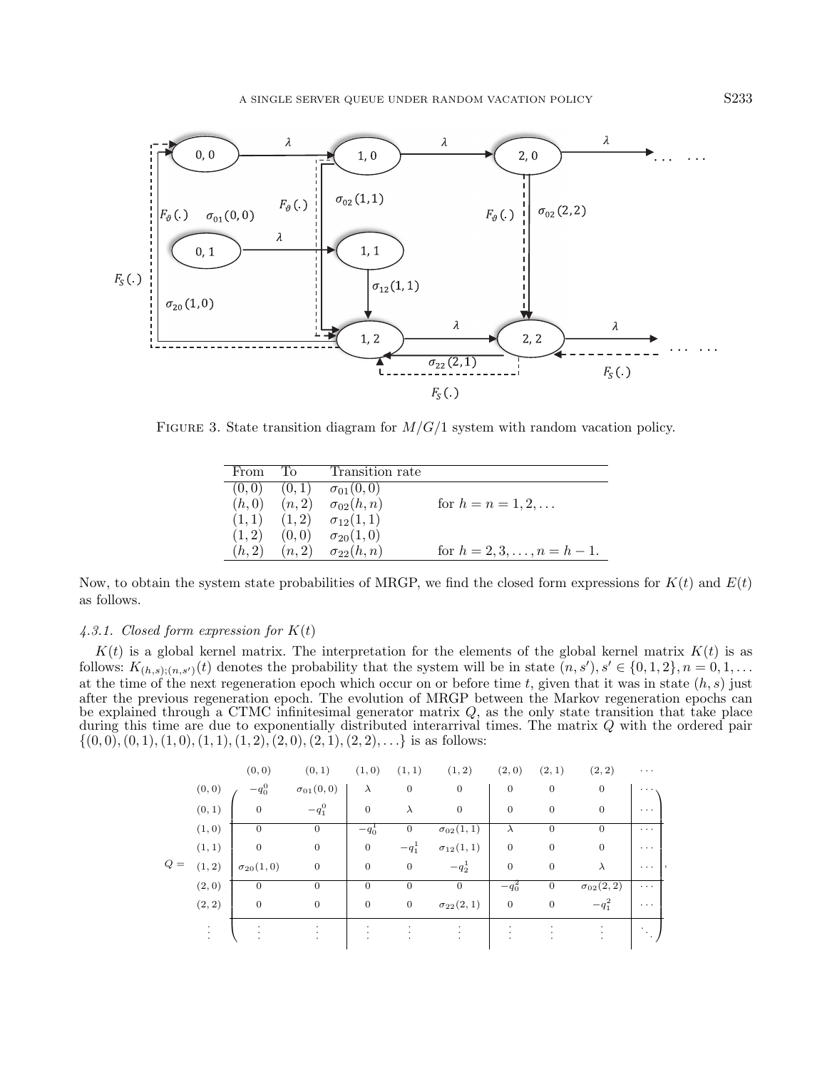FIGURE 3. State transition diagram for $M/G/1$ system with random vacation policy.

| From | To | Transition rate | |
|---|---|---|---|
| $(0,0)$ | $(0,1)$ | $\sigma_{01}(0,0)$ | |
| $(h,0)$ | $(n,2)$ | $\sigma_{02}(h,n)$ | for $h=n=1,2,\ldots$ |
| $(1,1)$ | $(1,2)$ | $\sigma_{12}(1,1)$ | |
| $(1,2)$ | $(0,0)$ | $\sigma_{20}(1,0)$ | |
| $(h,2)$ | $(n,2)$ | $\sigma_{22}(h,n)$ | for $h=2,3,\ldots,n=h-1$. |

Now, to obtain the system state probabilities of MRGP, we find the closed form expressions for $K(t)$ and $E(t)$ as follows.

### *4.3.1. Closed form expression for $K(t)$*

$K(t)$ is a global kernel matrix. The interpretation for the elements of the global kernel matrix $K(t)$ is as follows: $K_{(h,s);(n,s')}(t)$ denotes the probability that the system will be in state $(n,s')$, $s' \in \{0,1,2\}$, $n=0,1,\ldots$ at the time of the next regeneration epoch which occur on or before time $t$, given that it was in state $(h,s)$ just after the previous regeneration epoch. The evolution of MRGP between the Markov regeneration epochs can be explained through a CTMC infinitesimal generator matrix $Q$, as the only state transition that take place during this time are due to exponentially distributed interarrival times. The matrix $Q$ with the ordered pair $\{(0,0),(0,1),(1,0),(1,1),(1,2),(2,0),(2,1),(2,2),\ldots\}$ is as follows:

$$
Q = \begin{array}{c} (0,0) \\ (0,1) \\ (1,0) \\ (1,1) \\ (1,2) \\ (2,0) \\ (2,2) \\ \vdots \end{array}
\left(
\begin{array}{cc|ccc|ccc|c}
-q_0^0 & \sigma_{01}(0,0) & \lambda & 0 & 0 & 0 & 0 & 0 & \cdots \\
0 & -q_1^0 & 0 & \lambda & 0 & 0 & 0 & 0 & \cdots \\
\hline
0 & 0 & -q_0^1 & 0 & \sigma_{02}(1,1) & \lambda & 0 & 0 & \cdots \\
0 & 0 & 0 & -q_1^1 & \sigma_{12}(1,1) & 0 & 0 & 0 & \cdots \\
\sigma_{20}(1,0) & 0 & 0 & 0 & -q_2^1 & 0 & 0 & \lambda & \cdots \\
\hline
0 & 0 & 0 & 0 & 0 & -q_0^2 & 0 & \sigma_{02}(2,2) & \cdots \\
0 & 0 & 0 & 0 & \sigma_{22}(2,1) & 0 & 0 & -q_1^2 & \cdots \\
\hline
\vdots & \vdots & \vdots & \vdots & \vdots & \vdots & \vdots & \vdots & \ddots
\end{array}
\right),
$$

with columns ordered $(0,0), (0,1), (1,0), (1,1), (1,2), (2,0), (2,1), (2,2), \cdots$.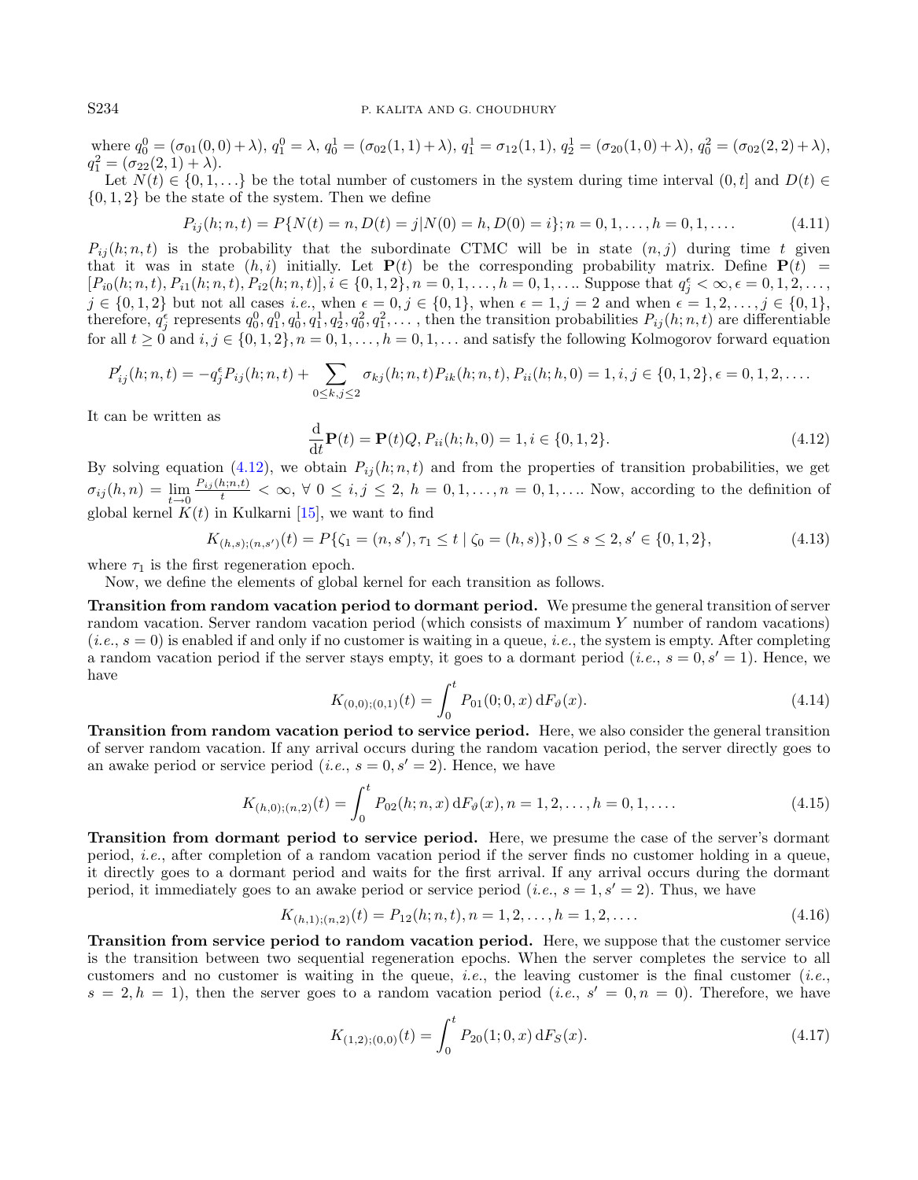where $q_0^0 = (\sigma_{01}(0,0)+\lambda)$, $q_1^0 = \lambda$, $q_0^1 = (\sigma_{02}(1,1)+\lambda)$, $q_1^1 = \sigma_{12}(1,1)$, $q_2^1 = (\sigma_{20}(1,0)+\lambda)$, $q_0^2 = (\sigma_{02}(2,2)+\lambda)$, $q_1^2 = (\sigma_{22}(2,1)+\lambda)$.

Let $N(t) \in \{0,1,\ldots\}$ be the total number of customers in the system during time interval $(0,t]$ and $D(t) \in \{0,1,2\}$ be the state of the system. Then we define

$$P_{ij}(h;n,t) = P\{N(t)=n, D(t)=j | N(0)=h, D(0)=i\}; n=0,1,\ldots,h=0,1,\ldots. \tag{4.11}$$

$P_{ij}(h;n,t)$ is the probability that the subordinate CTMC will be in state $(n,j)$ during time $t$ given that it was in state $(h,i)$ initially. Let $\mathbf{P}(t)$ be the corresponding probability matrix. Define $\mathbf{P}(t) = [P_{i0}(h;n,t), P_{i1}(h;n,t), P_{i2}(h;n,t)], i \in \{0,1,2\}, n=0,1,\ldots,h=0,1,\ldots$. Suppose that $q_j^\epsilon < \infty, \epsilon = 0,1,2,\ldots$, $j \in \{0,1,2\}$ but not all cases *i.e.*, when $\epsilon = 0, j \in \{0,1\}$, when $\epsilon = 1, j=2$ and when $\epsilon = 1,2,\ldots,j \in \{0,1\}$, therefore, $q_j^\epsilon$ represents $q_0^0, q_1^0, q_0^1, q_1^1, q_2^1, q_0^2, q_1^2, \ldots$ , then the transition probabilities $P_{ij}(h;n,t)$ are differentiable for all $t \geq 0$ and $i,j \in \{0,1,2\}, n=0,1,\ldots,h=0,1,\ldots$ and satisfy the following Kolmogorov forward equation

$$P'_{ij}(h;n,t) = -q_j^\epsilon P_{ij}(h;n,t) + \sum_{0\leq k,j\leq 2} \sigma_{kj}(h;n,t)P_{ik}(h;n,t), P_{ii}(h;h,0)=1, i,j \in \{0,1,2\}, \epsilon = 0,1,2,\ldots.$$

It can be written as

$$\frac{\mathrm{d}}{\mathrm{d}t}\mathbf{P}(t) = \mathbf{P}(t)Q, P_{ii}(h;h,0)=1, i \in \{0,1,2\}. \tag{4.12}$$

By solving equation (4.12), we obtain $P_{ij}(h;n,t)$ and from the properties of transition probabilities, we get $\sigma_{ij}(h,n) = \lim\limits_{t\to 0} \frac{P_{ij}(h;n,t)}{t} < \infty$, $\forall\ 0 \leq i,j \leq 2$, $h=0,1,\ldots,n=0,1,\ldots$. Now, according to the definition of global kernel $K(t)$ in Kulkarni [15], we want to find

$$K_{(h,s);(n,s')}(t) = P\{\zeta_1 = (n,s'), \tau_1 \leq t \mid \zeta_0 = (h,s)\}, 0 \leq s \leq 2, s' \in \{0,1,2\}, \tag{4.13}$$

where $\tau_1$ is the first regeneration epoch.

Now, we define the elements of global kernel for each transition as follows.

**Transition from random vacation period to dormant period.** We presume the general transition of server random vacation. Server random vacation period (which consists of maximum $Y$ number of random vacations) (*i.e.*, $s=0$) is enabled if and only if no customer is waiting in a queue, *i.e.*, the system is empty. After completing a random vacation period if the server stays empty, it goes to a dormant period (*i.e.*, $s=0, s'=1$). Hence, we have

$$K_{(0,0);(0,1)}(t) = \int_0^t P_{01}(0;0,x)\,\mathrm{d}F_\vartheta(x). \tag{4.14}$$

**Transition from random vacation period to service period.** Here, we also consider the general transition of server random vacation. If any arrival occurs during the random vacation period, the server directly goes to an awake period or service period (*i.e.*, $s=0, s'=2$). Hence, we have

$$K_{(h,0);(n,2)}(t) = \int_0^t P_{02}(h;n,x)\,\mathrm{d}F_\vartheta(x), n=1,2,\ldots,h=0,1,\ldots. \tag{4.15}$$

**Transition from dormant period to service period.** Here, we presume the case of the server's dormant period, *i.e.*, after completion of a random vacation period if the server finds no customer holding in a queue, it directly goes to a dormant period and waits for the first arrival. If any arrival occurs during the dormant period, it immediately goes to an awake period or service period (*i.e.*, $s=1, s'=2$). Thus, we have

$$K_{(h,1);(n,2)}(t) = P_{12}(h;n,t), n=1,2,\ldots,h=1,2,\ldots. \tag{4.16}$$

**Transition from service period to random vacation period.** Here, we suppose that the customer service is the transition between two sequential regeneration epochs. When the server completes the service to all customers and no customer is waiting in the queue, *i.e.*, the leaving customer is the final customer (*i.e.*, $s=2, h=1$), then the server goes to a random vacation period (*i.e.*, $s'=0, n=0$). Therefore, we have

$$K_{(1,2);(0,0)}(t) = \int_0^t P_{20}(1;0,x)\,\mathrm{d}F_S(x). \tag{4.17}$$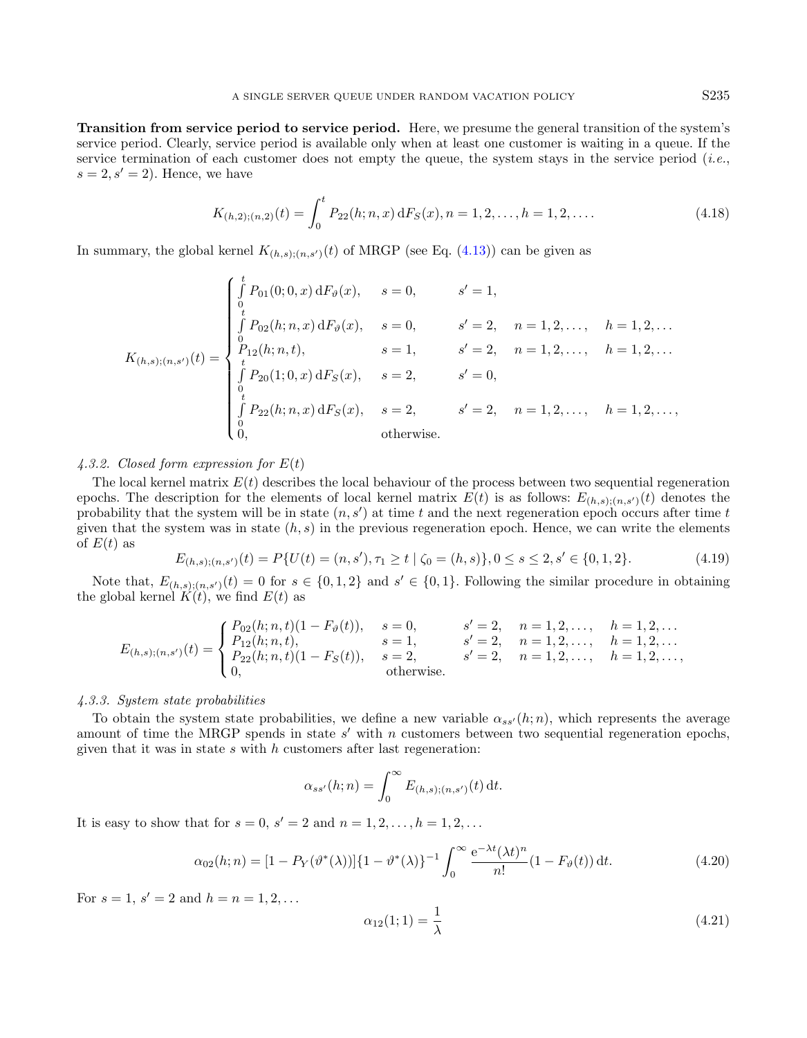**Transition from service period to service period.** Here, we presume the general transition of the system's service period. Clearly, service period is available only when at least one customer is waiting in a queue. If the service termination of each customer does not empty the queue, the system stays in the service period (*i.e.*, $s = 2, s' = 2$). Hence, we have

$$K_{(h,2);(n,2)}(t) = \int_0^t P_{22}(h;n,x)\,\mathrm{d}F_S(x), n = 1,2,\ldots, h = 1,2,\ldots. \tag{4.18}$$

In summary, the global kernel $K_{(h,s);(n,s')}(t)$ of MRGP (see Eq. (4.13)) can be given as

$$K_{(h,s);(n,s')}(t) = \begin{cases} \int_0^t P_{01}(0;0,x)\,\mathrm{d}F_\vartheta(x), & s = 0, \quad s' = 1, \\ \int_0^t P_{02}(h;n,x)\,\mathrm{d}F_\vartheta(x), & s = 0, \quad s' = 2, \quad n = 1,2,\ldots, \quad h = 1,2,\ldots \\ P_{12}(h;n,t), & s = 1, \quad s' = 2, \quad n = 1,2,\ldots, \quad h = 1,2,\ldots \\ \int_0^t P_{20}(1;0,x)\,\mathrm{d}F_S(x), & s = 2, \quad s' = 0, \\ \int_0^t P_{22}(h;n,x)\,\mathrm{d}F_S(x), & s = 2, \quad s' = 2, \quad n = 1,2,\ldots, \quad h = 1,2,\ldots, \\ 0, & \text{otherwise.} \end{cases}$$

#### *4.3.2. Closed form expression for $E(t)$*

The local kernel matrix $E(t)$ describes the local behaviour of the process between two sequential regeneration epochs. The description for the elements of local kernel matrix $E(t)$ is as follows: $E_{(h,s);(n,s')}(t)$ denotes the probability that the system will be in state $(n, s')$ at time $t$ and the next regeneration epoch occurs after time $t$ given that the system was in state $(h, s)$ in the previous regeneration epoch. Hence, we can write the elements of $E(t)$ as

$$E_{(h,s);(n,s')}(t) = P\{U(t) = (n,s'), \tau_1 \geq t \mid \zeta_0 = (h,s)\}, 0 \leq s \leq 2, s' \in \{0,1,2\}. \tag{4.19}$$

Note that, $E_{(h,s);(n,s')}(t) = 0$ for $s \in \{0,1,2\}$ and $s' \in \{0,1\}$. Following the similar procedure in obtaining the global kernel $K(t)$, we find $E(t)$ as

$$E_{(h,s);(n,s')}(t) = \begin{cases} P_{02}(h;n,t)(1 - F_\vartheta(t)), & s = 0, \quad s' = 2, \quad n = 1,2,\ldots, \quad h = 1,2,\ldots \\ P_{12}(h;n,t), & s = 1, \quad s' = 2, \quad n = 1,2,\ldots, \quad h = 1,2,\ldots \\ P_{22}(h;n,t)(1 - F_S(t)), & s = 2, \quad s' = 2, \quad n = 1,2,\ldots, \quad h = 1,2,\ldots, \\ 0, & \text{otherwise.} \end{cases}$$

#### *4.3.3. System state probabilities*

To obtain the system state probabilities, we define a new variable $\alpha_{ss'}(h;n)$, which represents the average amount of time the MRGP spends in state $s'$ with $n$ customers between two sequential regeneration epochs, given that it was in state $s$ with $h$ customers after last regeneration:

$$\alpha_{ss'}(h;n) = \int_0^\infty E_{(h,s);(n,s')}(t)\,\mathrm{d}t.$$

It is easy to show that for $s = 0$, $s' = 2$ and $n = 1,2,\ldots, h = 1,2,\ldots$

$$\alpha_{02}(h;n) = [1 - P_Y(\vartheta^*(\lambda))]\{1 - \vartheta^*(\lambda)\}^{-1} \int_0^\infty \frac{\mathrm{e}^{-\lambda t}(\lambda t)^n}{n!}(1 - F_\vartheta(t))\,\mathrm{d}t. \tag{4.20}$$

For $s = 1$, $s' = 2$ and $h = n = 1,2,\ldots$

$$\alpha_{12}(1;1) = \frac{1}{\lambda} \tag{4.21}$$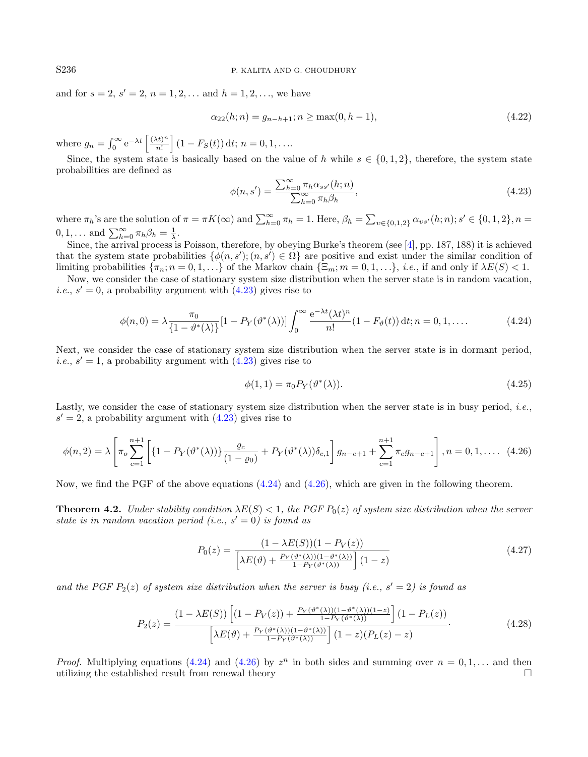and for $s = 2$, $s' = 2$, $n = 1, 2, \ldots$ and $h = 1, 2, \ldots$, we have

$$\alpha_{22}(h; n) = g_{n-h+1}; n \geq \max(0, h-1), \tag{4.22}$$

where $g_n = \int_0^\infty \mathrm{e}^{-\lambda t} \left[\frac{(\lambda t)^n}{n!}\right] (1 - F_S(t))\,\mathrm{d}t$; $n = 0, 1, \ldots$.

Since, the system state is basically based on the value of $h$ while $s \in \{0, 1, 2\}$, therefore, the system state probabilities are defined as

$$\phi(n, s') = \frac{\sum_{h=0}^{\infty} \pi_h \alpha_{ss'}(h; n)}{\sum_{h=0}^{\infty} \pi_h \beta_h}, \tag{4.23}$$

where $\pi_h$'s are the solution of $\pi = \pi K(\infty)$ and $\sum_{h=0}^{\infty} \pi_h = 1$. Here, $\beta_h = \sum_{\upsilon \in \{0,1,2\}} \alpha_{\upsilon s'}(h; n); s' \in \{0, 1, 2\}, n = 0, 1, \ldots$ and $\sum_{h=0}^{\infty} \pi_h \beta_h = \frac{1}{\lambda}$.

Since, the arrival process is Poisson, therefore, by obeying Burke's theorem (see [4], pp. 187, 188) it is achieved that the system state probabilities $\{\phi(n, s'); (n, s') \in \Omega\}$ are positive and exist under the similar condition of limiting probabilities $\{\pi_n; n = 0, 1, \ldots\}$ of the Markov chain $\{\Xi_m; m = 0, 1, \ldots\}$, *i.e.*, if and only if $\lambda E(S) < 1$.

Now, we consider the case of stationary system size distribution when the server state is in random vacation, *i.e.*, $s' = 0$, a probability argument with (4.23) gives rise to

$$\phi(n, 0) = \lambda \frac{\pi_0}{\{1 - \vartheta^*(\lambda)\}} [1 - P_Y(\vartheta^*(\lambda))] \int_0^\infty \frac{\mathrm{e}^{-\lambda t} (\lambda t)^n}{n!} (1 - F_\vartheta(t))\,\mathrm{d}t; n = 0, 1, \ldots. \tag{4.24}$$

Next, we consider the case of stationary system size distribution when the server state is in dormant period, *i.e.*, $s' = 1$, a probability argument with (4.23) gives rise to

$$\phi(1, 1) = \pi_0 P_Y(\vartheta^*(\lambda)). \tag{4.25}$$

Lastly, we consider the case of stationary system size distribution when the server state is in busy period, *i.e.*, $s' = 2$, a probability argument with (4.23) gives rise to

$$\phi(n, 2) = \lambda \left[\pi_o \sum_{c=1}^{n+1} \left[\{1 - P_Y(\vartheta^*(\lambda))\} \frac{\varrho_c}{(1 - \varrho_0)} + P_Y(\vartheta^*(\lambda))\delta_{c,1}\right] g_{n-c+1} + \sum_{c=1}^{n+1} \pi_c g_{n-c+1}\right], n = 0, 1, \ldots. \tag{4.26}$$

Now, we find the PGF of the above equations (4.24) and (4.26), which are given in the following theorem.

**Theorem 4.2.** *Under stability condition $\lambda E(S) < 1$, the PGF $P_0(z)$ of system size distribution when the server state is in random vacation period (i.e., $s' = 0$) is found as*

$$P_0(z) = \frac{(1 - \lambda E(S))(1 - P_V(z))}{\left[\lambda E(\vartheta) + \frac{P_Y(\vartheta^*(\lambda))(1 - \vartheta^*(\lambda))}{1 - P_Y(\vartheta^*(\lambda))}\right](1 - z)} \tag{4.27}$$

*and the PGF $P_2(z)$ of system size distribution when the server is busy (i.e., $s' = 2$) is found as*

$$P_2(z) = \frac{(1 - \lambda E(S))\left[(1 - P_V(z)) + \frac{P_Y(\vartheta^*(\lambda))(1 - \vartheta^*(\lambda))(1 - z)}{1 - P_Y(\vartheta^*(\lambda))}\right](1 - P_L(z))}{\left[\lambda E(\vartheta) + \frac{P_Y(\vartheta^*(\lambda))(1 - \vartheta^*(\lambda))}{1 - P_Y(\vartheta^*(\lambda))}\right](1 - z)(P_L(z) - z)}. \tag{4.28}$$

*Proof.* Multiplying equations (4.24) and (4.26) by $z^n$ in both sides and summing over $n = 0, 1, \ldots$ and then utilizing the established result from renewal theory □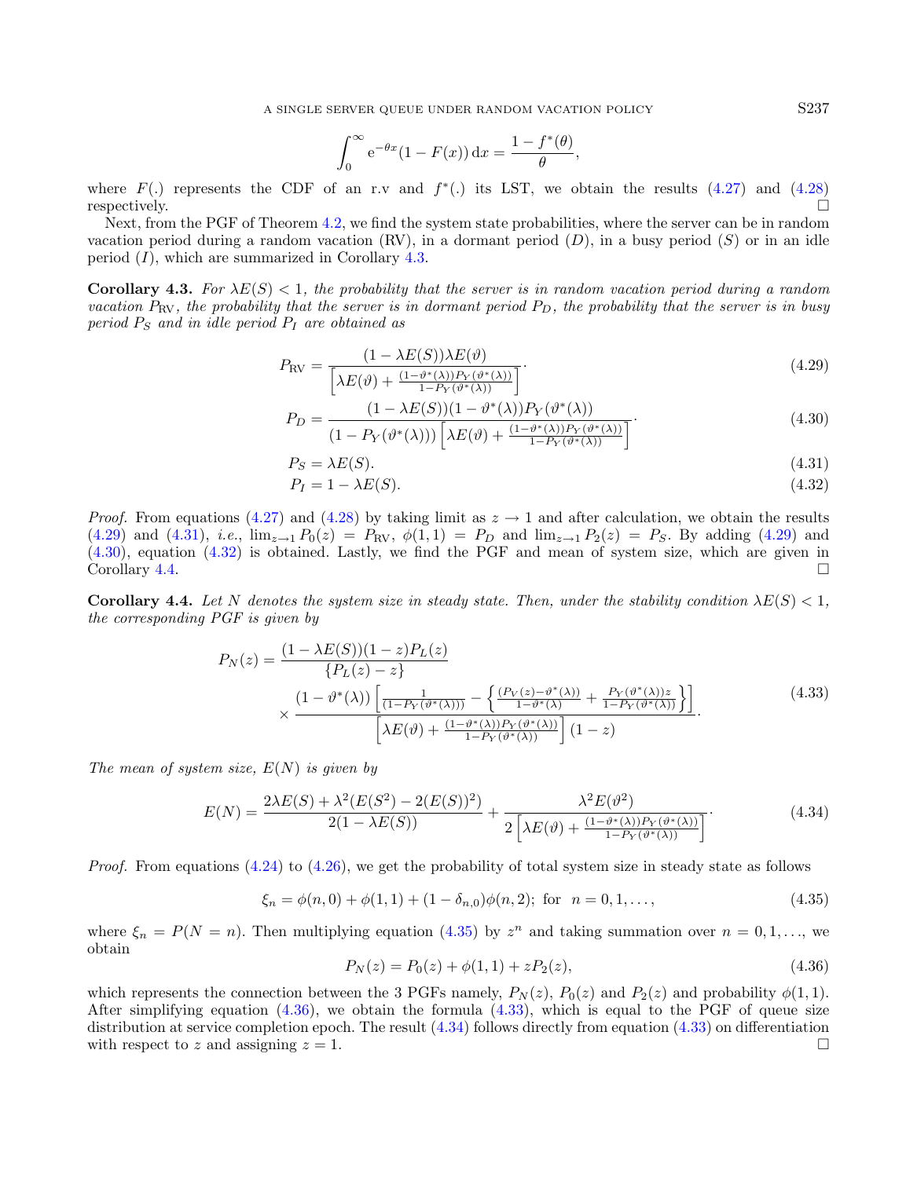$$\int_0^\infty \mathrm{e}^{-\theta x}(1-F(x))\,\mathrm{d}x = \frac{1-f^*(\theta)}{\theta},$$

where $F(.)$ represents the CDF of an r.v and $f^*(.)$ its LST, we obtain the results (4.27) and (4.28) respectively. □

Next, from the PGF of Theorem 4.2, we find the system state probabilities, where the server can be in random vacation period during a random vacation (RV), in a dormant period ($D$), in a busy period ($S$) or in an idle period ($I$), which are summarized in Corollary 4.3.

**Corollary 4.3.** *For $\lambda E(S) < 1$, the probability that the server is in random vacation period during a random vacation $P_{\mathrm{RV}}$, the probability that the server is in dormant period $P_D$, the probability that the server is in busy period $P_S$ and in idle period $P_I$ are obtained as*

$$P_{\mathrm{RV}} = \frac{(1-\lambda E(S))\lambda E(\vartheta)}{\left[\lambda E(\vartheta) + \frac{(1-\vartheta^*(\lambda))P_Y(\vartheta^*(\lambda))}{1-P_Y(\vartheta^*(\lambda))}\right]}. \tag{4.29}$$

$$P_D = \frac{(1-\lambda E(S))(1-\vartheta^*(\lambda))P_Y(\vartheta^*(\lambda))}{(1-P_Y(\vartheta^*(\lambda)))\left[\lambda E(\vartheta) + \frac{(1-\vartheta^*(\lambda))P_Y(\vartheta^*(\lambda))}{1-P_Y(\vartheta^*(\lambda))}\right]}. \tag{4.30}$$

$$P_S = \lambda E(S). \tag{4.31}$$

$$P_I = 1 - \lambda E(S). \tag{4.32}$$

*Proof.* From equations (4.27) and (4.28) by taking limit as $z \to 1$ and after calculation, we obtain the results (4.29) and (4.31), *i.e.*, $\lim_{z\to 1} P_0(z) = P_{\mathrm{RV}}$, $\phi(1,1) = P_D$ and $\lim_{z\to 1} P_2(z) = P_S$. By adding (4.29) and (4.30), equation (4.32) is obtained. Lastly, we find the PGF and mean of system size, which are given in Corollary 4.4. □

**Corollary 4.4.** *Let $N$ denotes the system size in steady state. Then, under the stability condition $\lambda E(S) < 1$, the corresponding PGF is given by*

$$P_N(z) = \frac{(1-\lambda E(S))(1-z)P_L(z)}{\{P_L(z) - z\}} \times \frac{(1-\vartheta^*(\lambda))\left[\frac{1}{(1-P_Y(\vartheta^*(\lambda)))} - \left\{\frac{(P_V(z)-\vartheta^*(\lambda))}{1-\vartheta^*(\lambda)} + \frac{P_Y(\vartheta^*(\lambda))z}{1-P_Y(\vartheta^*(\lambda))}\right\}\right]}{\left[\lambda E(\vartheta) + \frac{(1-\vartheta^*(\lambda))P_Y(\vartheta^*(\lambda))}{1-P_Y(\vartheta^*(\lambda))}\right](1-z)}. \tag{4.33}$$

*The mean of system size, $E(N)$ is given by*

$$E(N) = \frac{2\lambda E(S) + \lambda^2(E(S^2) - 2(E(S))^2)}{2(1-\lambda E(S))} + \frac{\lambda^2 E(\vartheta^2)}{2\left[\lambda E(\vartheta) + \frac{(1-\vartheta^*(\lambda))P_Y(\vartheta^*(\lambda))}{1-P_Y(\vartheta^*(\lambda))}\right]}. \tag{4.34}$$

*Proof.* From equations (4.24) to (4.26), we get the probability of total system size in steady state as follows

$$\xi_n = \phi(n,0) + \phi(1,1) + (1-\delta_{n,0})\phi(n,2);\ \text{for}\ \ n = 0,1,\ldots, \tag{4.35}$$

where $\xi_n = P(N = n)$. Then multiplying equation (4.35) by $z^n$ and taking summation over $n = 0,1,\ldots$, we obtain

$$P_N(z) = P_0(z) + \phi(1,1) + zP_2(z), \tag{4.36}$$

which represents the connection between the 3 PGFs namely, $P_N(z)$, $P_0(z)$ and $P_2(z)$ and probability $\phi(1,1)$. After simplifying equation (4.36), we obtain the formula (4.33), which is equal to the PGF of queue size distribution at service completion epoch. The result (4.34) follows directly from equation (4.33) on differentiation with respect to $z$ and assigning $z = 1$. □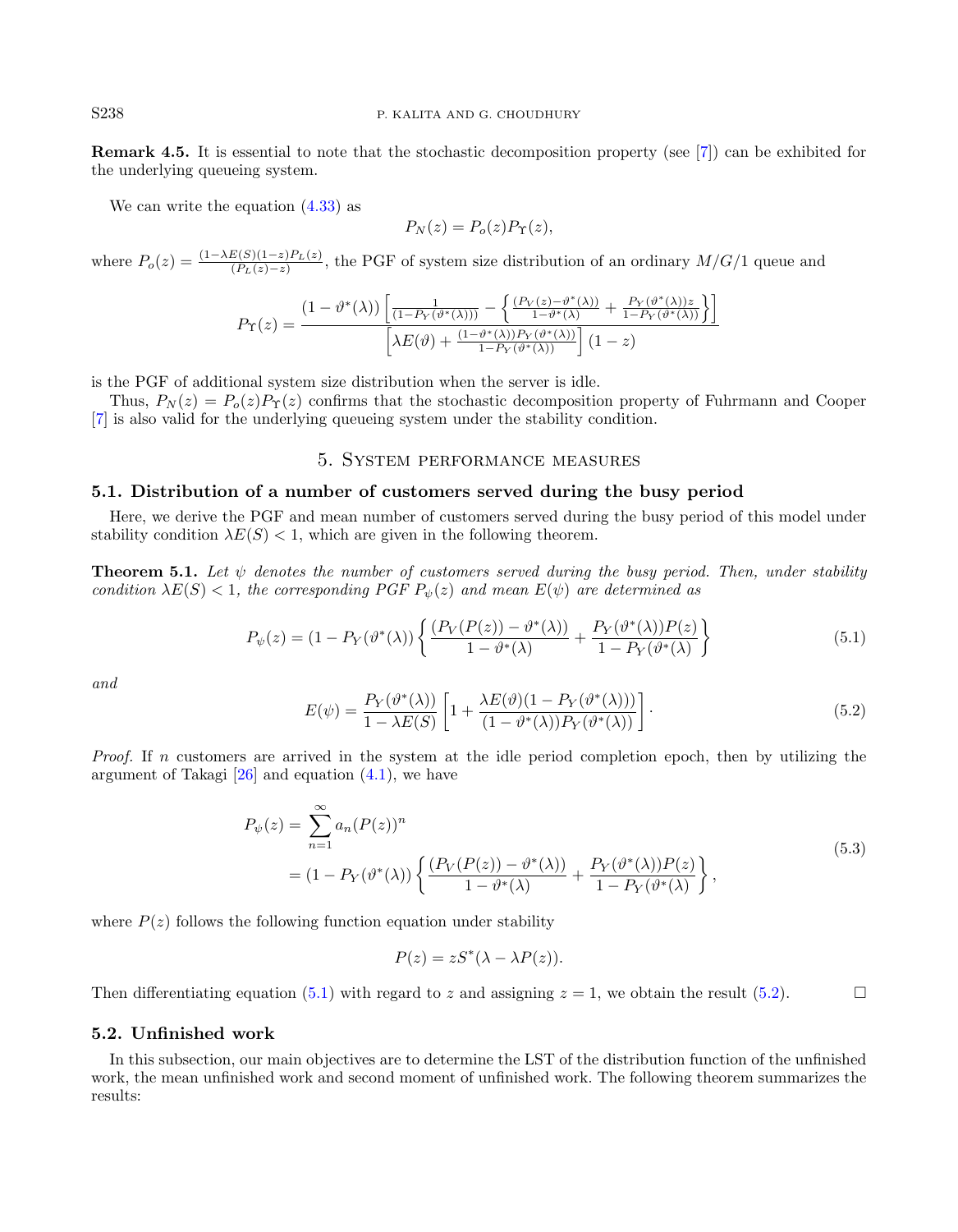**Remark 4.5.** It is essential to note that the stochastic decomposition property (see [7]) can be exhibited for the underlying queueing system.

We can write the equation (4.33) as

$$P_N(z) = P_o(z)P_\Upsilon(z),$$

where $P_o(z) = \frac{(1-\lambda E(S)(1-z)P_L(z)}{(P_L(z)-z)}$, the PGF of system size distribution of an ordinary $M/G/1$ queue and

$$P_\Upsilon(z) = \frac{(1-\vartheta^*(\lambda))\left[\frac{1}{(1-P_Y(\vartheta^*(\lambda)))} - \left\{\frac{(P_V(z)-\vartheta^*(\lambda))}{1-\vartheta^*(\lambda)} + \frac{P_Y(\vartheta^*(\lambda))z}{1-P_Y(\vartheta^*(\lambda))}\right\}\right]}{\left[\lambda E(\vartheta) + \frac{(1-\vartheta^*(\lambda))P_Y(\vartheta^*(\lambda))}{1-P_Y(\vartheta^*(\lambda))}\right](1-z)}$$

is the PGF of additional system size distribution when the server is idle.

Thus, $P_N(z) = P_o(z)P_\Upsilon(z)$ confirms that the stochastic decomposition property of Fuhrmann and Cooper [7] is also valid for the underlying queueing system under the stability condition.

## 5. System performance measures

### 5.1. Distribution of a number of customers served during the busy period

Here, we derive the PGF and mean number of customers served during the busy period of this model under stability condition $\lambda E(S) < 1$, which are given in the following theorem.

**Theorem 5.1.** *Let $\psi$ denotes the number of customers served during the busy period. Then, under stability condition $\lambda E(S) < 1$, the corresponding PGF $P_\psi(z)$ and mean $E(\psi)$ are determined as*

$$P_\psi(z) = (1-P_Y(\vartheta^*(\lambda))\left\{\frac{(P_V(P(z))-\vartheta^*(\lambda))}{1-\vartheta^*(\lambda)} + \frac{P_Y(\vartheta^*(\lambda))P(z)}{1-P_Y(\vartheta^*(\lambda)}\right\} \tag{5.1}$$

*and*

$$E(\psi) = \frac{P_Y(\vartheta^*(\lambda))}{1-\lambda E(S)}\left[1 + \frac{\lambda E(\vartheta)(1-P_Y(\vartheta^*(\lambda)))}{(1-\vartheta^*(\lambda))P_Y(\vartheta^*(\lambda))}\right]. \tag{5.2}$$

*Proof.* If $n$ customers are arrived in the system at the idle period completion epoch, then by utilizing the argument of Takagi [26] and equation (4.1), we have

$$\begin{aligned} P_\psi(z) &= \sum_{n=1}^{\infty} a_n (P(z))^n \\ &= (1-P_Y(\vartheta^*(\lambda))\left\{\frac{(P_V(P(z))-\vartheta^*(\lambda))}{1-\vartheta^*(\lambda)} + \frac{P_Y(\vartheta^*(\lambda))P(z)}{1-P_Y(\vartheta^*(\lambda)}\right\}, \end{aligned} \tag{5.3}$$

where $P(z)$ follows the following function equation under stability

$$P(z) = zS^*(\lambda - \lambda P(z)).$$

Then differentiating equation (5.1) with regard to $z$ and assigning $z = 1$, we obtain the result (5.2). □

### 5.2. Unfinished work

In this subsection, our main objectives are to determine the LST of the distribution function of the unfinished work, the mean unfinished work and second moment of unfinished work. The following theorem summarizes the results: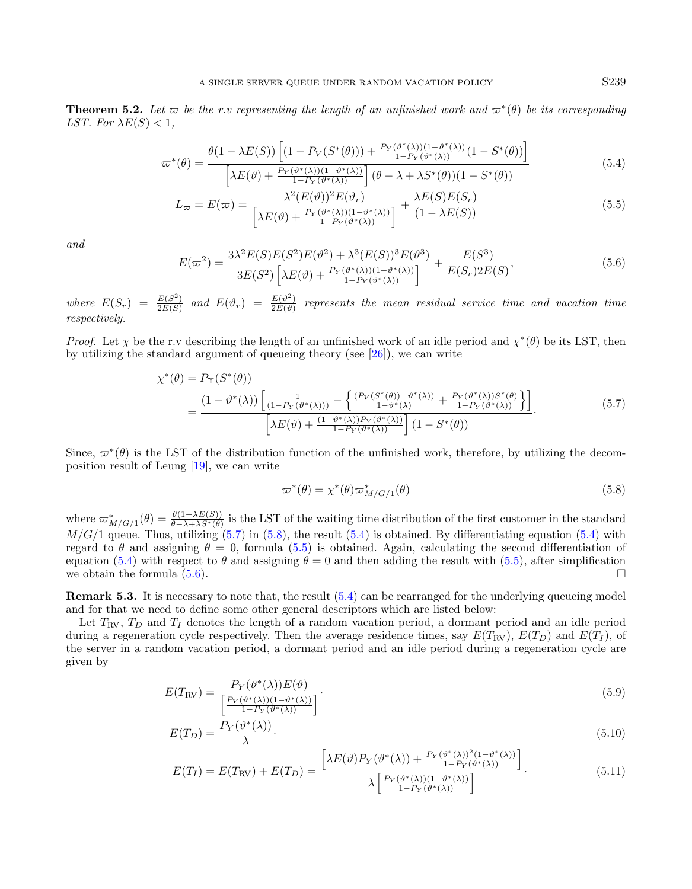**Theorem 5.2.** *Let $\varpi$ be the r.v representing the length of an unfinished work and $\varpi^*(\theta)$ be its corresponding LST. For $\lambda E(S) < 1$,*

$$\varpi^*(\theta) = \frac{\theta(1-\lambda E(S))\left[(1-P_V(S^*(\theta))) + \frac{P_Y(\vartheta^*(\lambda))(1-\vartheta^*(\lambda))}{1-P_Y(\vartheta^*(\lambda))}(1-S^*(\theta))\right]}{\left[\lambda E(\vartheta) + \frac{P_Y(\vartheta^*(\lambda))(1-\vartheta^*(\lambda))}{1-P_Y(\vartheta^*(\lambda))}\right](\theta-\lambda+\lambda S^*(\theta))(1-S^*(\theta))} \tag{5.4}$$

$$L_\varpi = E(\varpi) = \frac{\lambda^2(E(\vartheta))^2 E(\vartheta_r)}{\left[\lambda E(\vartheta) + \frac{P_Y(\vartheta^*(\lambda))(1-\vartheta^*(\lambda))}{1-P_Y(\vartheta^*(\lambda))}\right]} + \frac{\lambda E(S)E(S_r)}{(1-\lambda E(S))} \tag{5.5}$$

*and*

$$E(\varpi^2) = \frac{3\lambda^2 E(S)E(S^2)E(\vartheta^2) + \lambda^3(E(S))^3 E(\vartheta^3)}{3E(S^2)\left[\lambda E(\vartheta) + \frac{P_Y(\vartheta^*(\lambda))(1-\vartheta^*(\lambda))}{1-P_Y(\vartheta^*(\lambda))}\right]} + \frac{E(S^3)}{E(S_r)2E(S)}, \tag{5.6}$$

*where $E(S_r) = \frac{E(S^2)}{2E(S)}$ and $E(\vartheta_r) = \frac{E(\vartheta^2)}{2E(\vartheta)}$ represents the mean residual service time and vacation time respectively.*

*Proof.* Let $\chi$ be the r.v describing the length of an unfinished work of an idle period and $\chi^*(\theta)$ be its LST, then by utilizing the standard argument of queueing theory (see [26]), we can write

$$\begin{aligned}\chi^*(\theta) &= P_\Upsilon(S^*(\theta)) \\ &= \frac{(1-\vartheta^*(\lambda))\left[\frac{1}{(1-P_Y(\vartheta^*(\lambda)))} - \left\{\frac{(P_V(S^*(\theta))-\vartheta^*(\lambda))}{1-\vartheta^*(\lambda)} + \frac{P_Y(\vartheta^*(\lambda))S^*(\theta)}{1-P_Y(\vartheta^*(\lambda))}\right\}\right]}{\left[\lambda E(\vartheta) + \frac{(1-\vartheta^*(\lambda))P_Y(\vartheta^*(\lambda))}{1-P_Y(\vartheta^*(\lambda))}\right](1-S^*(\theta))}.\end{aligned} \tag{5.7}$$

Since, $\varpi^*(\theta)$ is the LST of the distribution function of the unfinished work, therefore, by utilizing the decomposition result of Leung [19], we can write

$$\varpi^*(\theta) = \chi^*(\theta)\varpi^*_{M/G/1}(\theta) \tag{5.8}$$

where $\varpi^*_{M/G/1}(\theta) = \frac{\theta(1-\lambda E(S))}{\theta-\lambda+\lambda S^*(\theta)}$ is the LST of the waiting time distribution of the first customer in the standard $M/G/1$ queue. Thus, utilizing (5.7) in (5.8), the result (5.4) is obtained. By differentiating equation (5.4) with regard to $\theta$ and assigning $\theta = 0$, formula (5.5) is obtained. Again, calculating the second differentiation of equation (5.4) with respect to $\theta$ and assigning $\theta = 0$ and then adding the result with (5.5), after simplification we obtain the formula (5.6). □

**Remark 5.3.** It is necessary to note that, the result (5.4) can be rearranged for the underlying queueing model and for that we need to define some other general descriptors which are listed below:

Let $T_{\mathrm{RV}}$, $T_D$ and $T_I$ denotes the length of a random vacation period, a dormant period and an idle period during a regeneration cycle respectively. Then the average residence times, say $E(T_{\mathrm{RV}})$, $E(T_D)$ and $E(T_I)$, of the server in a random vacation period, a dormant period and an idle period during a regeneration cycle are given by

$$E(T_{\mathrm{RV}}) = \frac{P_Y(\vartheta^*(\lambda))E(\vartheta)}{\left[\frac{P_Y(\vartheta^*(\lambda))(1-\vartheta^*(\lambda))}{1-P_Y(\vartheta^*(\lambda))}\right]}. \tag{5.9}$$

$$E(T_D) = \frac{P_Y(\vartheta^*(\lambda))}{\lambda}. \tag{5.10}$$

$$E(T_I) = E(T_{\mathrm{RV}}) + E(T_D) = \frac{\left[\lambda E(\vartheta)P_Y(\vartheta^*(\lambda)) + \frac{P_Y(\vartheta^*(\lambda))^2(1-\vartheta^*(\lambda))}{1-P_Y(\vartheta^*(\lambda))}\right]}{\lambda\left[\frac{P_Y(\vartheta^*(\lambda))(1-\vartheta^*(\lambda))}{1-P_Y(\vartheta^*(\lambda))}\right]}. \tag{5.11}$$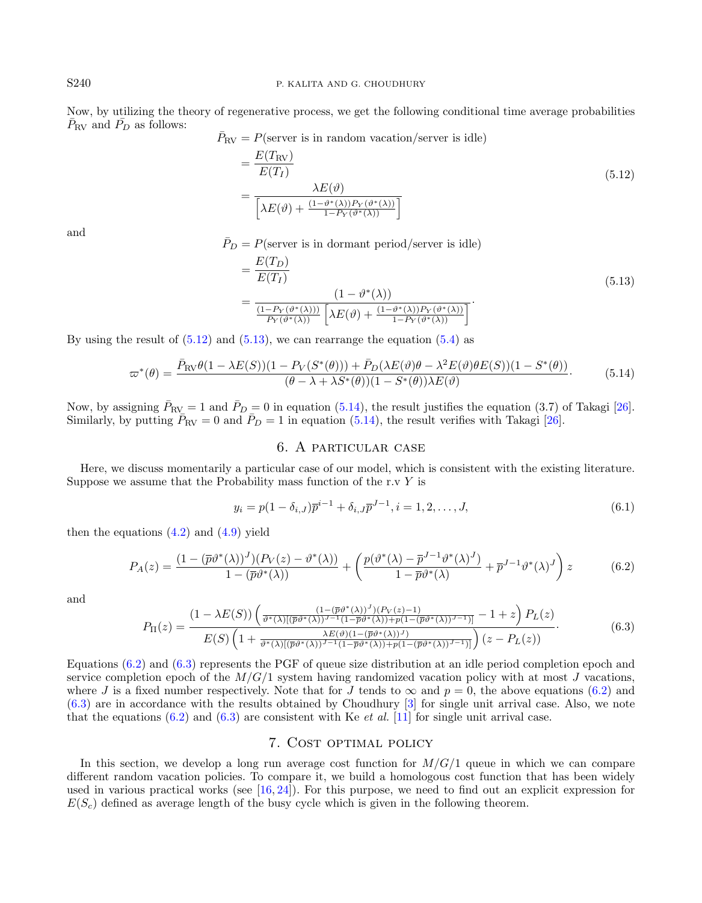Now, by utilizing the theory of regenerative process, we get the following conditional time average probabilities $\bar{P}_{\mathrm{RV}}$ and $\bar{P}_D$ as follows:

$$
\begin{aligned}
\bar{P}_{\mathrm{RV}} &= P(\text{server is in random vacation/server is idle}) \\
&= \frac{E(T_{\mathrm{RV}})}{E(T_I)} \\
&= \frac{\lambda E(\vartheta)}{\left[\lambda E(\vartheta) + \frac{(1-\vartheta^*(\lambda))P_Y(\vartheta^*(\lambda))}{1-P_Y(\vartheta^*(\lambda))}\right]}
\end{aligned} \tag{5.12}
$$

and

$$
\begin{aligned}
\bar{P}_D &= P(\text{server is in dormant period/server is idle}) \\
&= \frac{E(T_D)}{E(T_I)} \\
&= \frac{(1-\vartheta^*(\lambda))}{\frac{(1-P_Y(\vartheta^*(\lambda)))}{P_Y(\vartheta^*(\lambda))}\left[\lambda E(\vartheta) + \frac{(1-\vartheta^*(\lambda))P_Y(\vartheta^*(\lambda))}{1-P_Y(\vartheta^*(\lambda))}\right]}.
\end{aligned} \tag{5.13}
$$

By using the result of (5.12) and (5.13), we can rearrange the equation (5.4) as

$$
\varpi^*(\theta) = \frac{\bar{P}_{\mathrm{RV}}\theta(1-\lambda E(S))(1-P_V(S^*(\theta))) + \bar{P}_D(\lambda E(\vartheta)\theta - \lambda^2 E(\vartheta)\theta E(S))(1-S^*(\theta))}{(\theta - \lambda + \lambda S^*(\theta))(1-S^*(\theta))\lambda E(\vartheta)}. \tag{5.14}
$$

Now, by assigning $\bar{P}_{\mathrm{RV}} = 1$ and $\bar{P}_D = 0$ in equation (5.14), the result justifies the equation (3.7) of Takagi [26]. Similarly, by putting $\bar{P}_{\mathrm{RV}} = 0$ and $\bar{P}_D = 1$ in equation (5.14), the result verifies with Takagi [26].

## 6. A particular case

Here, we discuss momentarily a particular case of our model, which is consistent with the existing literature. Suppose we assume that the Probability mass function of the r.v $Y$ is

$$
y_i = p(1-\delta_{i,J})\bar{p}^{i-1} + \delta_{i,J}\bar{p}^{J-1}, i = 1, 2, \ldots, J, \tag{6.1}
$$

then the equations (4.2) and (4.9) yield

$$
P_A(z) = \frac{(1-(\bar{p}\vartheta^*(\lambda))^J)(P_V(z) - \vartheta^*(\lambda))}{1-(\bar{p}\vartheta^*(\lambda))} + \left(\frac{p(\vartheta^*(\lambda) - \bar{p}^{J-1}\vartheta^*(\lambda)^J)}{1-\bar{p}\vartheta^*(\lambda)} + \bar{p}^{J-1}\vartheta^*(\lambda)^J\right) z \tag{6.2}
$$

and

$$
P_{\Pi}(z) = \frac{(1-\lambda E(S))\left(\frac{(1-(\bar{p}\vartheta^*(\lambda))^J)(P_V(z)-1)}{\vartheta^*(\lambda)[(\bar{p}\vartheta^*(\lambda))^{J-1}(1-\bar{p}\vartheta^*(\lambda)) + p(1-(\bar{p}\vartheta^*(\lambda))^{J-1})]} - 1 + z\right) P_L(z)}{E(S)\left(1 + \frac{\lambda E(\vartheta)(1-(\bar{p}\vartheta^*(\lambda))^J)}{\vartheta^*(\lambda)[(\bar{p}\vartheta^*(\lambda))^{J-1}(1-\bar{p}\vartheta^*(\lambda)) + p(1-(\bar{p}\vartheta^*(\lambda))^{J-1})]}\right)(z - P_L(z))}. \tag{6.3}
$$

Equations (6.2) and (6.3) represents the PGF of queue size distribution at an idle period completion epoch and service completion epoch of the $M/G/1$ system having randomized vacation policy with at most $J$ vacations, where $J$ is a fixed number respectively. Note that for $J$ tends to $\infty$ and $p = 0$, the above equations (6.2) and (6.3) are in accordance with the results obtained by Choudhury [3] for single unit arrival case. Also, we note that the equations (6.2) and (6.3) are consistent with Ke *et al.* [11] for single unit arrival case.

## 7. Cost optimal policy

In this section, we develop a long run average cost function for $M/G/1$ queue in which we can compare different random vacation policies. To compare it, we build a homologous cost function that has been widely used in various practical works (see [16, 24]). For this purpose, we need to find out an explicit expression for $E(S_c)$ defined as average length of the busy cycle which is given in the following theorem.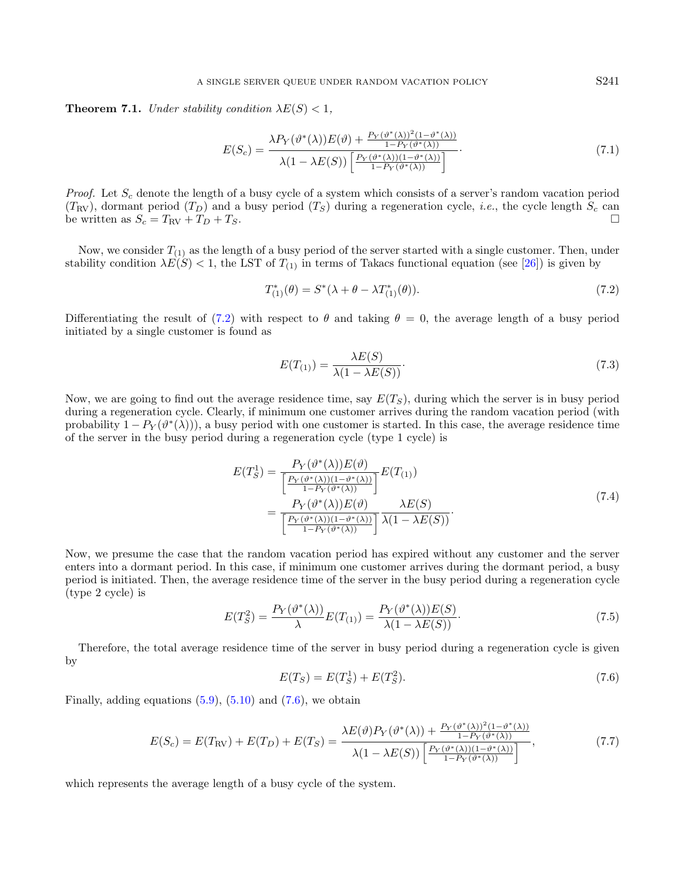**Theorem 7.1.** *Under stability condition $\lambda E(S) < 1$,*

$$E(S_c) = \frac{\lambda P_Y(\vartheta^*(\lambda))E(\vartheta) + \frac{P_Y(\vartheta^*(\lambda))^2(1-\vartheta^*(\lambda))}{1-P_Y(\vartheta^*(\lambda))}}{\lambda(1-\lambda E(S))\left[\frac{P_Y(\vartheta^*(\lambda))(1-\vartheta^*(\lambda))}{1-P_Y(\vartheta^*(\lambda))}\right]}. \tag{7.1}$$

*Proof.* Let $S_c$ denote the length of a busy cycle of a system which consists of a server's random vacation period ($T_{\text{RV}}$), dormant period ($T_D$) and a busy period ($T_S$) during a regeneration cycle, *i.e.*, the cycle length $S_c$ can be written as $S_c = T_{\text{RV}} + T_D + T_S$. □

Now, we consider $T_{(1)}$ as the length of a busy period of the server started with a single customer. Then, under stability condition $\lambda E(S) < 1$, the LST of $T_{(1)}$ in terms of Takacs functional equation (see [26]) is given by

$$T^*_{(1)}(\theta) = S^*(\lambda + \theta - \lambda T^*_{(1)}(\theta)). \tag{7.2}$$

Differentiating the result of (7.2) with respect to $\theta$ and taking $\theta = 0$, the average length of a busy period initiated by a single customer is found as

$$E(T_{(1)}) = \frac{\lambda E(S)}{\lambda(1-\lambda E(S))}. \tag{7.3}$$

Now, we are going to find out the average residence time, say $E(T_S)$, during which the server is in busy period during a regeneration cycle. Clearly, if minimum one customer arrives during the random vacation period (with probability $1 - P_Y(\vartheta^*(\lambda))$), a busy period with one customer is started. In this case, the average residence time of the server in the busy period during a regeneration cycle (type 1 cycle) is

$$\begin{aligned} E(T_S^1) &= \frac{P_Y(\vartheta^*(\lambda))E(\vartheta)}{\left[\frac{P_Y(\vartheta^*(\lambda))(1-\vartheta^*(\lambda))}{1-P_Y(\vartheta^*(\lambda))}\right]} E(T_{(1)}) \\ &= \frac{P_Y(\vartheta^*(\lambda))E(\vartheta)}{\left[\frac{P_Y(\vartheta^*(\lambda))(1-\vartheta^*(\lambda))}{1-P_Y(\vartheta^*(\lambda))}\right]} \frac{\lambda E(S)}{\lambda(1-\lambda E(S))}. \end{aligned} \tag{7.4}$$

Now, we presume the case that the random vacation period has expired without any customer and the server enters into a dormant period. In this case, if minimum one customer arrives during the dormant period, a busy period is initiated. Then, the average residence time of the server in the busy period during a regeneration cycle (type 2 cycle) is

$$E(T_S^2) = \frac{P_Y(\vartheta^*(\lambda))}{\lambda} E(T_{(1)}) = \frac{P_Y(\vartheta^*(\lambda))E(S)}{\lambda(1-\lambda E(S))}. \tag{7.5}$$

Therefore, the total average residence time of the server in busy period during a regeneration cycle is given by

$$E(T_S) = E(T_S^1) + E(T_S^2). \tag{7.6}$$

Finally, adding equations (5.9), (5.10) and (7.6), we obtain

$$E(S_c) = E(T_{\text{RV}}) + E(T_D) + E(T_S) = \frac{\lambda E(\vartheta)P_Y(\vartheta^*(\lambda)) + \frac{P_Y(\vartheta^*(\lambda))^2(1-\vartheta^*(\lambda))}{1-P_Y(\vartheta^*(\lambda))}}{\lambda(1-\lambda E(S))\left[\frac{P_Y(\vartheta^*(\lambda))(1-\vartheta^*(\lambda))}{1-P_Y(\vartheta^*(\lambda))}\right]}, \tag{7.7}$$

which represents the average length of a busy cycle of the system.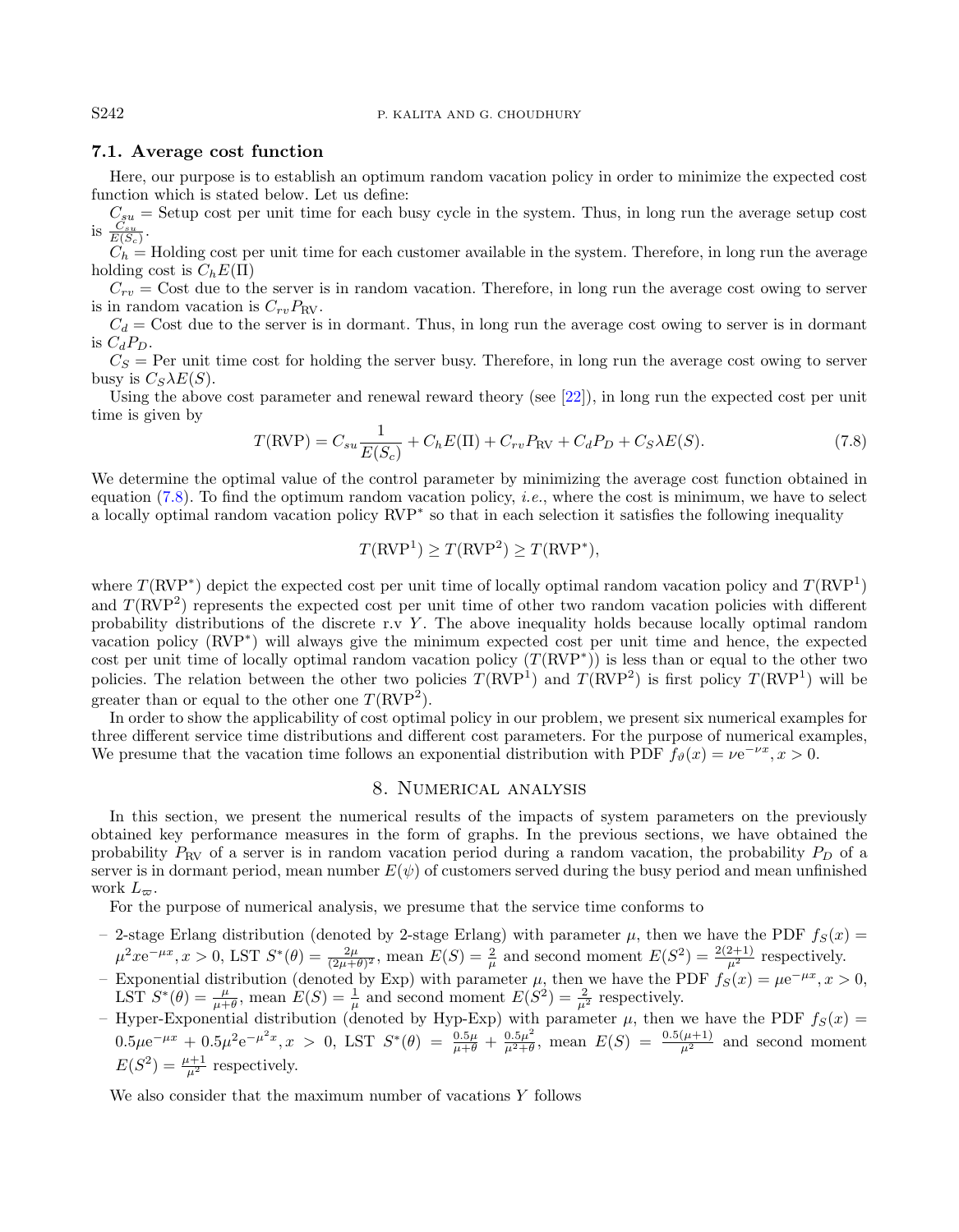### 7.1. Average cost function

Here, our purpose is to establish an optimum random vacation policy in order to minimize the expected cost function which is stated below. Let us define:

$C_{su}$ = Setup cost per unit time for each busy cycle in the system. Thus, in long run the average setup cost is $\frac{C_{su}}{E(S_c)}$.

$C_h$ = Holding cost per unit time for each customer available in the system. Therefore, in long run the average holding cost is $C_h E(\Pi)$

$C_{rv}$ = Cost due to the server is in random vacation. Therefore, in long run the average cost owing to server is in random vacation is $C_{rv} P_{\mathrm{RV}}$.

$C_d$ = Cost due to the server is in dormant. Thus, in long run the average cost owing to server is in dormant is $C_d P_D$.

$C_S$ = Per unit time cost for holding the server busy. Therefore, in long run the average cost owing to server busy is $C_S \lambda E(S)$.

Using the above cost parameter and renewal reward theory (see [22]), in long run the expected cost per unit time is given by

$$T(\mathrm{RVP}) = C_{su}\frac{1}{E(S_c)} + C_h E(\Pi) + C_{rv} P_{\mathrm{RV}} + C_d P_D + C_S \lambda E(S). \tag{7.8}$$

We determine the optimal value of the control parameter by minimizing the average cost function obtained in equation (7.8). To find the optimum random vacation policy, *i.e.*, where the cost is minimum, we have to select a locally optimal random vacation policy RVP$^*$ so that in each selection it satisfies the following inequality

$$T(\mathrm{RVP}^1) \geq T(\mathrm{RVP}^2) \geq T(\mathrm{RVP}^*),$$

where $T(\mathrm{RVP}^*)$ depict the expected cost per unit time of locally optimal random vacation policy and $T(\mathrm{RVP}^1)$ and $T(\mathrm{RVP}^2)$ represents the expected cost per unit time of other two random vacation policies with different probability distributions of the discrete r.v $Y$. The above inequality holds because locally optimal random vacation policy (RVP$^*$) will always give the minimum expected cost per unit time and hence, the expected cost per unit time of locally optimal random vacation policy ($T(\mathrm{RVP}^*)$) is less than or equal to the other two policies. The relation between the other two policies $T(\mathrm{RVP}^1)$ and $T(\mathrm{RVP}^2)$ is first policy $T(\mathrm{RVP}^1)$ will be greater than or equal to the other one $T(\mathrm{RVP}^2)$.

In order to show the applicability of cost optimal policy in our problem, we present six numerical examples for three different service time distributions and different cost parameters. For the purpose of numerical examples, We presume that the vacation time follows an exponential distribution with PDF $f_\vartheta(x) = \nu \mathrm{e}^{-\nu x}, x > 0$.

## 8. Numerical analysis

In this section, we present the numerical results of the impacts of system parameters on the previously obtained key performance measures in the form of graphs. In the previous sections, we have obtained the probability $P_{\mathrm{RV}}$ of a server is in random vacation period during a random vacation, the probability $P_D$ of a server is in dormant period, mean number $E(\psi)$ of customers served during the busy period and mean unfinished work $L_\varpi$.

For the purpose of numerical analysis, we presume that the service time conforms to

- 2-stage Erlang distribution (denoted by 2-stage Erlang) with parameter $\mu$, then we have the PDF $f_S(x) = \mu^2 x \mathrm{e}^{-\mu x}, x > 0$, LST $S^*(\theta) = \frac{2\mu}{(2\mu+\theta)^2}$, mean $E(S) = \frac{2}{\mu}$ and second moment $E(S^2) = \frac{2(2+1)}{\mu^2}$ respectively.
- Exponential distribution (denoted by Exp) with parameter $\mu$, then we have the PDF $f_S(x) = \mu \mathrm{e}^{-\mu x}, x > 0$, LST $S^*(\theta) = \frac{\mu}{\mu+\theta}$, mean $E(S) = \frac{1}{\mu}$ and second moment $E(S^2) = \frac{2}{\mu^2}$ respectively.
- Hyper-Exponential distribution (denoted by Hyp-Exp) with parameter $\mu$, then we have the PDF $f_S(x) = 0.5\mu \mathrm{e}^{-\mu x} + 0.5\mu^2 \mathrm{e}^{-\mu^2 x}, x > 0$, LST $S^*(\theta) = \frac{0.5\mu}{\mu+\theta} + \frac{0.5\mu^2}{\mu^2+\theta}$, mean $E(S) = \frac{0.5(\mu+1)}{\mu^2}$ and second moment $E(S^2) = \frac{\mu+1}{\mu^2}$ respectively.

We also consider that the maximum number of vacations $Y$ follows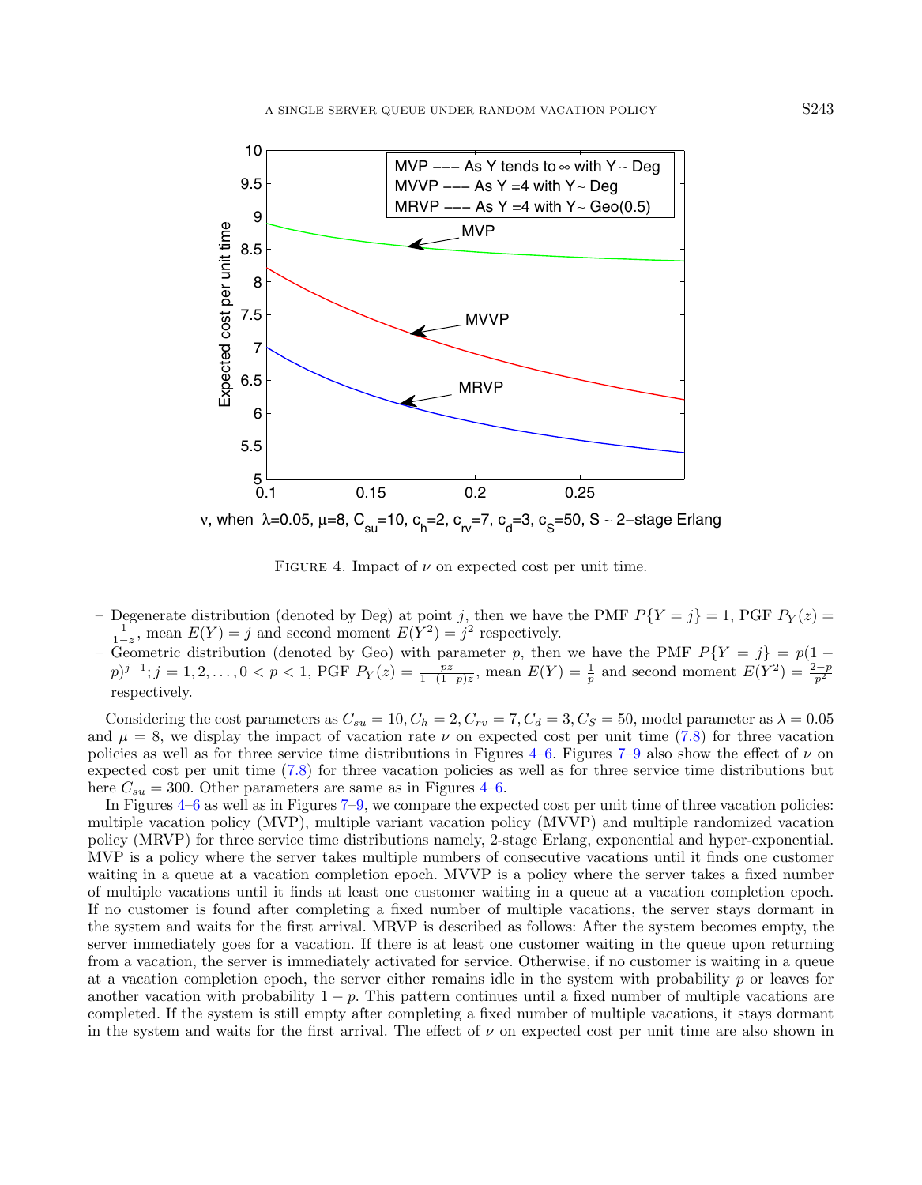FIGURE 4. Impact of $\nu$ on expected cost per unit time.

– Degenerate distribution (denoted by Deg) at point $j$, then we have the PMF $P\{Y = j\} = 1$, PGF $P_Y(z) = \frac{1}{1-z}$, mean $E(Y) = j$ and second moment $E(Y^2) = j^2$ respectively.
– Geometric distribution (denoted by Geo) with parameter $p$, then we have the PMF $P\{Y = j\} = p(1-p)^{j-1}; j = 1, 2, \ldots, 0 < p < 1$, PGF $P_Y(z) = \frac{pz}{1-(1-p)z}$, mean $E(Y) = \frac{1}{p}$ and second moment $E(Y^2) = \frac{2-p}{p^2}$ respectively.

Considering the cost parameters as $C_{su} = 10, C_h = 2, C_{rv} = 7, C_d = 3, C_S = 50$, model parameter as $\lambda = 0.05$ and $\mu = 8$, we display the impact of vacation rate $\nu$ on expected cost per unit time (7.8) for three vacation policies as well as for three service time distributions in Figures 4–6. Figures 7–9 also show the effect of $\nu$ on expected cost per unit time (7.8) for three vacation policies as well as for three service time distributions but here $C_{su} = 300$. Other parameters are same as in Figures 4–6.

In Figures 4–6 as well as in Figures 7–9, we compare the expected cost per unit time of three vacation policies: multiple vacation policy (MVP), multiple variant vacation policy (MVVP) and multiple randomized vacation policy (MRVP) for three service time distributions namely, 2-stage Erlang, exponential and hyper-exponential. MVP is a policy where the server takes multiple numbers of consecutive vacations until it finds one customer waiting in a queue at a vacation completion epoch. MVVP is a policy where the server takes a fixed number of multiple vacations until it finds at least one customer waiting in a queue at a vacation completion epoch. If no customer is found after completing a fixed number of multiple vacations, the server stays dormant in the system and waits for the first arrival. MRVP is described as follows: After the system becomes empty, the server immediately goes for a vacation. If there is at least one customer waiting in the queue upon returning from a vacation, the server is immediately activated for service. Otherwise, if no customer is waiting in a queue at a vacation completion epoch, the server either remains idle in the system with probability $p$ or leaves for another vacation with probability $1 - p$. This pattern continues until a fixed number of multiple vacations are completed. If the system is still empty after completing a fixed number of multiple vacations, it stays dormant in the system and waits for the first arrival. The effect of $\nu$ on expected cost per unit time are also shown in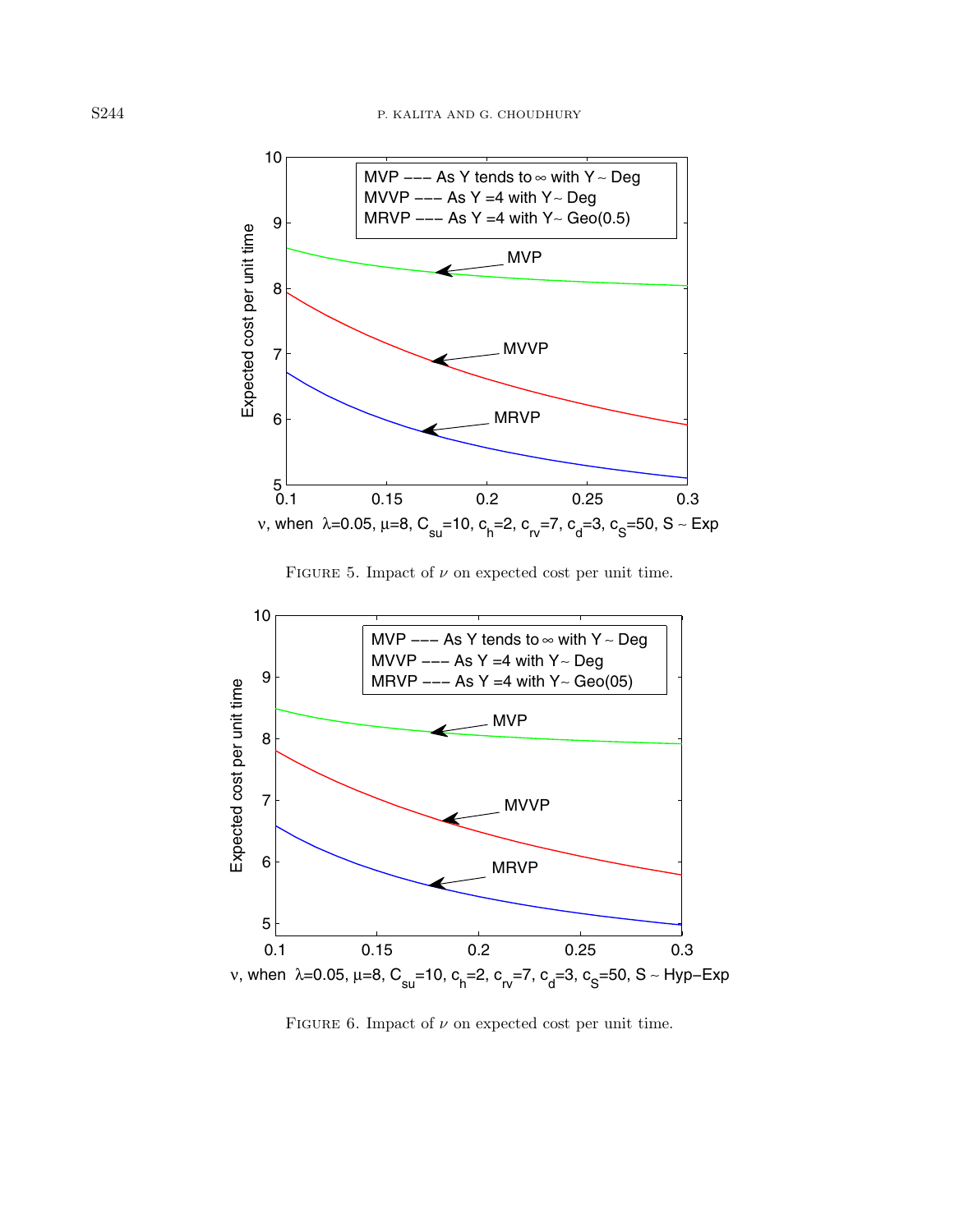FIGURE 5. Impact of $\nu$ on expected cost per unit time.

FIGURE 6. Impact of $\nu$ on expected cost per unit time.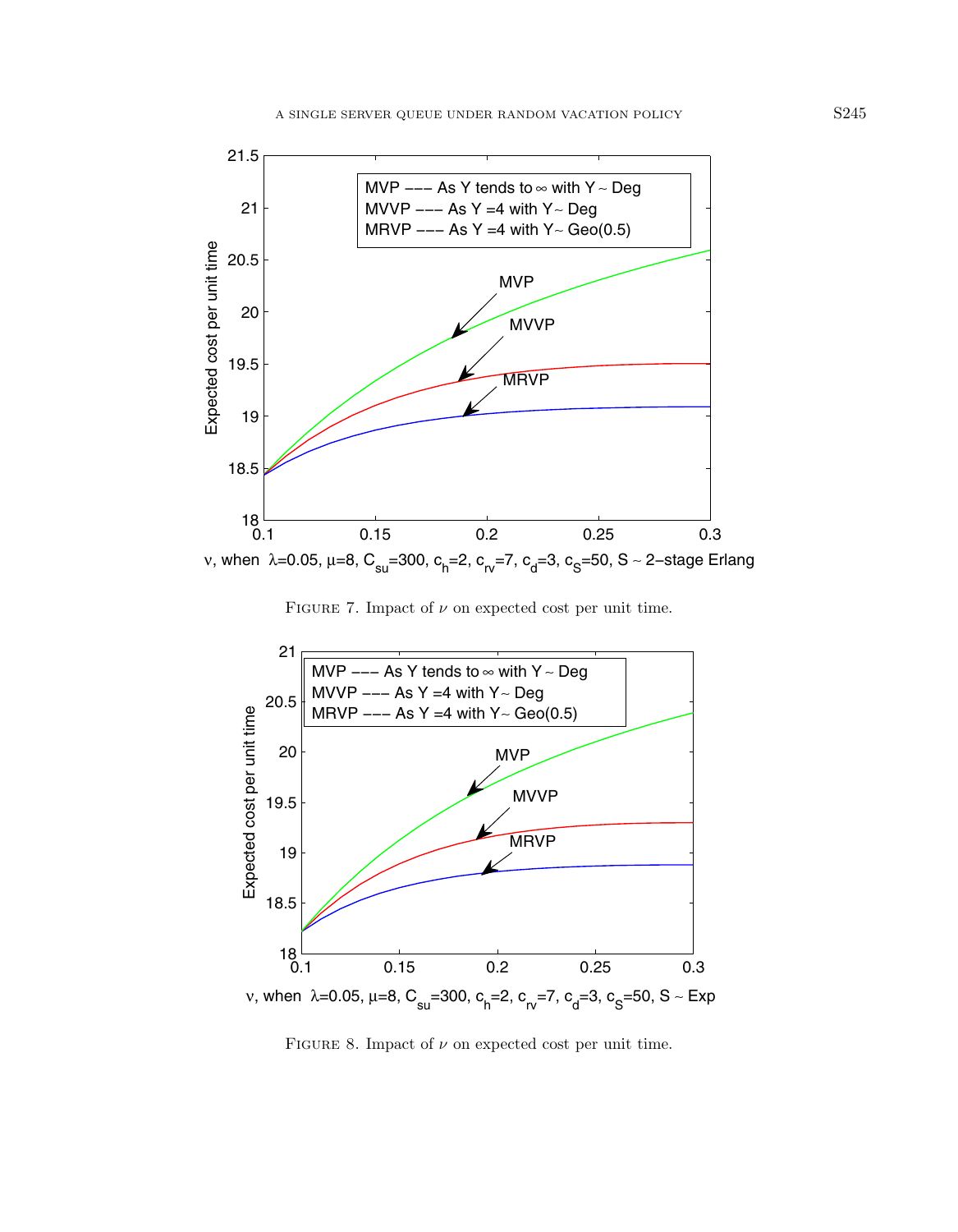FIGURE 7. Impact of $\nu$ on expected cost per unit time.

FIGURE 8. Impact of $\nu$ on expected cost per unit time.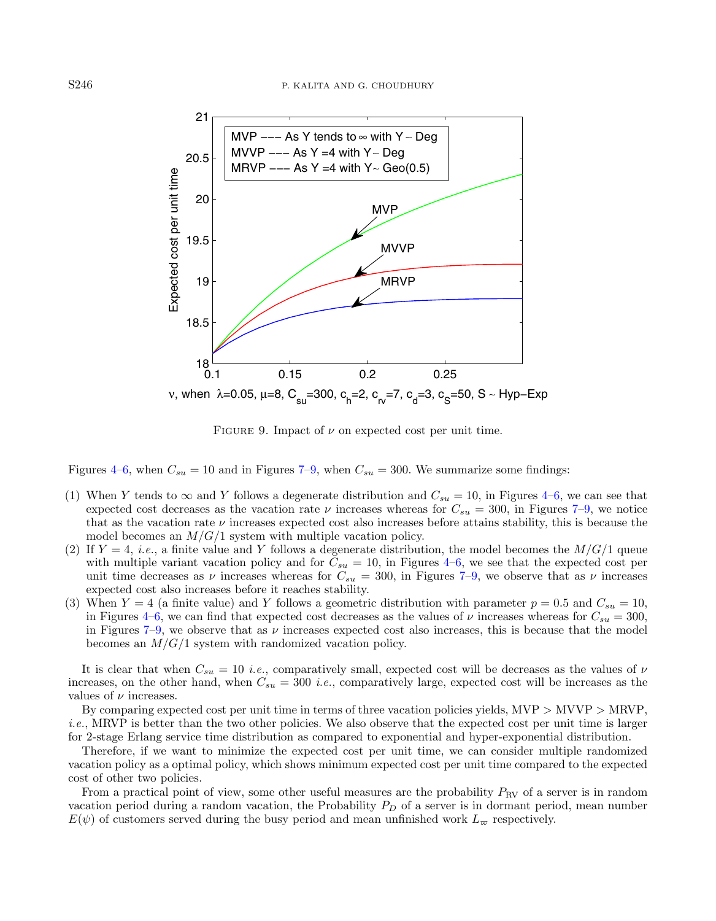Figure 9. Impact of $\nu$ on expected cost per unit time.

Figures 4–6, when $C_{su} = 10$ and in Figures 7–9, when $C_{su} = 300$. We summarize some findings:

(1) When $Y$ tends to $\infty$ and $Y$ follows a degenerate distribution and $C_{su} = 10$, in Figures 4–6, we can see that expected cost decreases as the vacation rate $\nu$ increases whereas for $C_{su} = 300$, in Figures 7–9, we notice that as the vacation rate $\nu$ increases expected cost also increases before attains stability, this is because the model becomes an $M/G/1$ system with multiple vacation policy.

(2) If $Y = 4$, *i.e.*, a finite value and $Y$ follows a degenerate distribution, the model becomes the $M/G/1$ queue with multiple variant vacation policy and for $C_{su} = 10$, in Figures 4–6, we see that the expected cost per unit time decreases as $\nu$ increases whereas for $C_{su} = 300$, in Figures 7–9, we observe that as $\nu$ increases expected cost also increases before it reaches stability.

(3) When $Y = 4$ (a finite value) and $Y$ follows a geometric distribution with parameter $p = 0.5$ and $C_{su} = 10$, in Figures 4–6, we can find that expected cost decreases as the values of $\nu$ increases whereas for $C_{su} = 300$, in Figures 7–9, we observe that as $\nu$ increases expected cost also increases, this is because that the model becomes an $M/G/1$ system with randomized vacation policy.

It is clear that when $C_{su} = 10$ *i.e.*, comparatively small, expected cost will be decreases as the values of $\nu$ increases, on the other hand, when $C_{su} = 300$ *i.e.*, comparatively large, expected cost will be increases as the values of $\nu$ increases.

By comparing expected cost per unit time in terms of three vacation policies yields, MVP > MVVP > MRVP, *i.e.*, MRVP is better than the two other policies. We also observe that the expected cost per unit time is larger for 2-stage Erlang service time distribution as compared to exponential and hyper-exponential distribution.

Therefore, if we want to minimize the expected cost per unit time, we can consider multiple randomized vacation policy as a optimal policy, which shows minimum expected cost per unit time compared to the expected cost of other two policies.

From a practical point of view, some other useful measures are the probability $P_{\text{RV}}$ of a server is in random vacation period during a random vacation, the Probability $P_D$ of a server is in dormant period, mean number $E(\psi)$ of customers served during the busy period and mean unfinished work $L_{\varpi}$ respectively.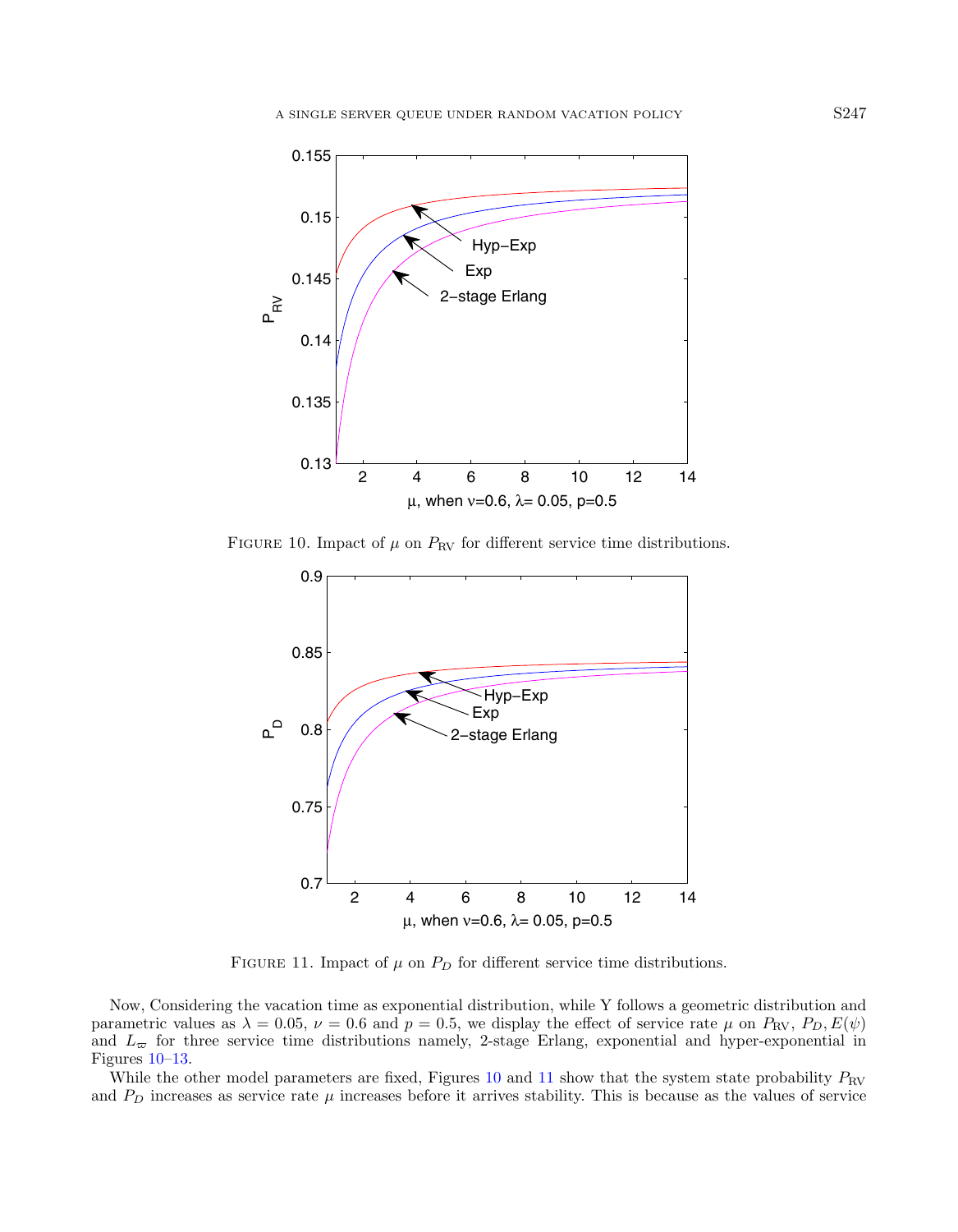FIGURE 10. Impact of $\mu$ on $P_{\text{RV}}$ for different service time distributions.

FIGURE 11. Impact of $\mu$ on $P_D$ for different service time distributions.

Now, Considering the vacation time as exponential distribution, while Y follows a geometric distribution and parametric values as $\lambda = 0.05$, $\nu = 0.6$ and $p = 0.5$, we display the effect of service rate $\mu$ on $P_{\text{RV}}$, $P_D, E(\psi)$ and $L_{\varpi}$ for three service time distributions namely, 2-stage Erlang, exponential and hyper-exponential in Figures 10–13.

While the other model parameters are fixed, Figures 10 and 11 show that the system state probability $P_{\text{RV}}$ and $P_D$ increases as service rate $\mu$ increases before it arrives stability. This is because as the values of service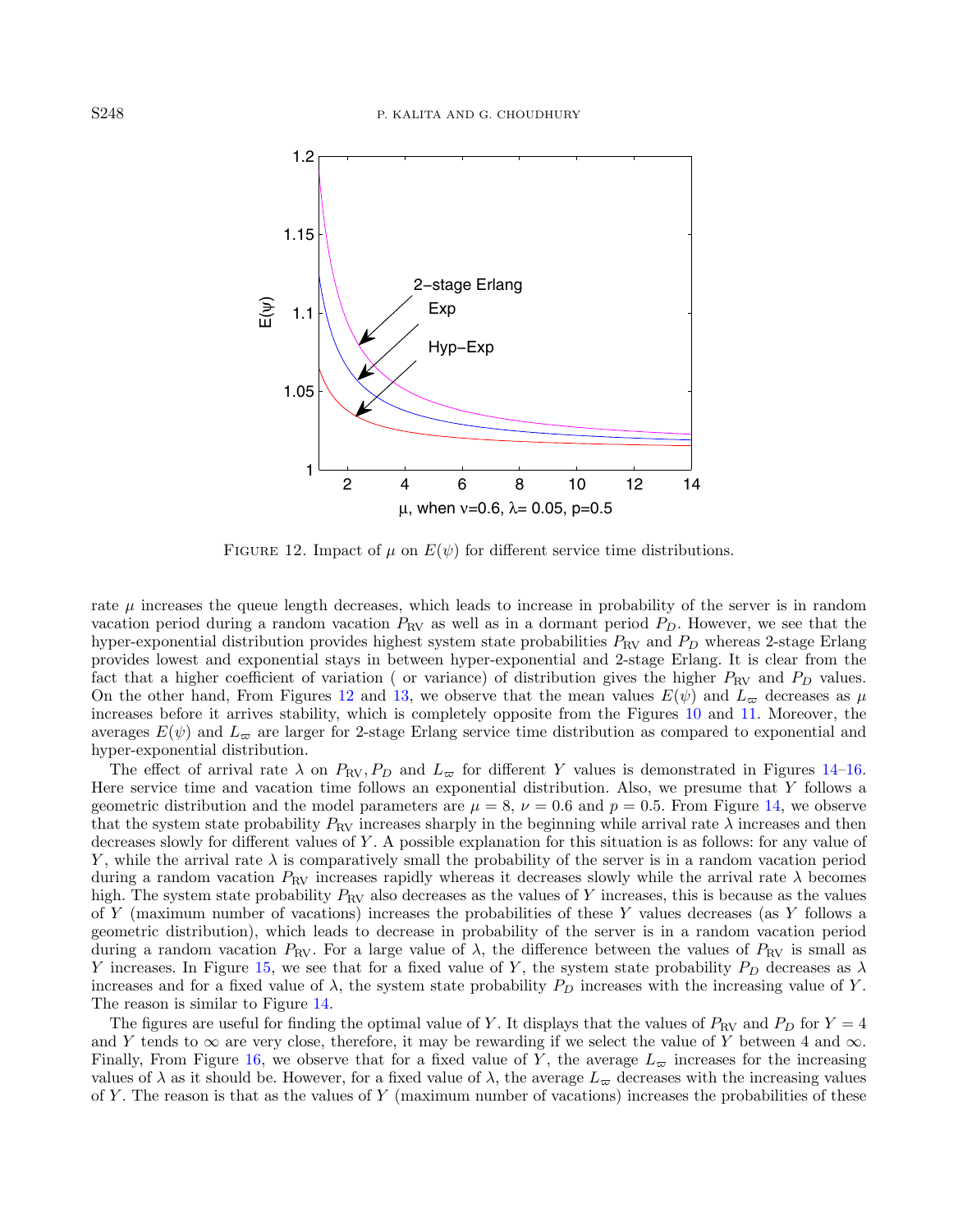Figure 12. Impact of $\mu$ on $E(\psi)$ for different service time distributions.

rate $\mu$ increases the queue length decreases, which leads to increase in probability of the server is in random vacation period during a random vacation $P_{\text{RV}}$ as well as in a dormant period $P_D$. However, we see that the hyper-exponential distribution provides highest system state probabilities $P_{\text{RV}}$ and $P_D$ whereas 2-stage Erlang provides lowest and exponential stays in between hyper-exponential and 2-stage Erlang. It is clear from the fact that a higher coefficient of variation ( or variance) of distribution gives the higher $P_{\text{RV}}$ and $P_D$ values. On the other hand, From Figures 12 and 13, we observe that the mean values $E(\psi)$ and $L_{\varpi}$ decreases as $\mu$ increases before it arrives stability, which is completely opposite from the Figures 10 and 11. Moreover, the averages $E(\psi)$ and $L_{\varpi}$ are larger for 2-stage Erlang service time distribution as compared to exponential and hyper-exponential distribution.

The effect of arrival rate $\lambda$ on $P_{\text{RV}}, P_D$ and $L_{\varpi}$ for different $Y$ values is demonstrated in Figures 14–16. Here service time and vacation time follows an exponential distribution. Also, we presume that $Y$ follows a geometric distribution and the model parameters are $\mu = 8$, $\nu = 0.6$ and $p = 0.5$. From Figure 14, we observe that the system state probability $P_{\text{RV}}$ increases sharply in the beginning while arrival rate $\lambda$ increases and then decreases slowly for different values of $Y$. A possible explanation for this situation is as follows: for any value of $Y$, while the arrival rate $\lambda$ is comparatively small the probability of the server is in a random vacation period during a random vacation $P_{\text{RV}}$ increases rapidly whereas it decreases slowly while the arrival rate $\lambda$ becomes high. The system state probability $P_{\text{RV}}$ also decreases as the values of $Y$ increases, this is because as the values of $Y$ (maximum number of vacations) increases the probabilities of these $Y$ values decreases (as $Y$ follows a geometric distribution), which leads to decrease in probability of the server is in a random vacation period during a random vacation $P_{\text{RV}}$. For a large value of $\lambda$, the difference between the values of $P_{\text{RV}}$ is small as $Y$ increases. In Figure 15, we see that for a fixed value of $Y$, the system state probability $P_D$ decreases as $\lambda$ increases and for a fixed value of $\lambda$, the system state probability $P_D$ increases with the increasing value of $Y$. The reason is similar to Figure 14.

The figures are useful for finding the optimal value of $Y$. It displays that the values of $P_{\text{RV}}$ and $P_D$ for $Y = 4$ and $Y$ tends to $\infty$ are very close, therefore, it may be rewarding if we select the value of $Y$ between 4 and $\infty$. Finally, From Figure 16, we observe that for a fixed value of $Y$, the average $L_{\varpi}$ increases for the increasing values of $\lambda$ as it should be. However, for a fixed value of $\lambda$, the average $L_{\varpi}$ decreases with the increasing values of $Y$. The reason is that as the values of $Y$ (maximum number of vacations) increases the probabilities of these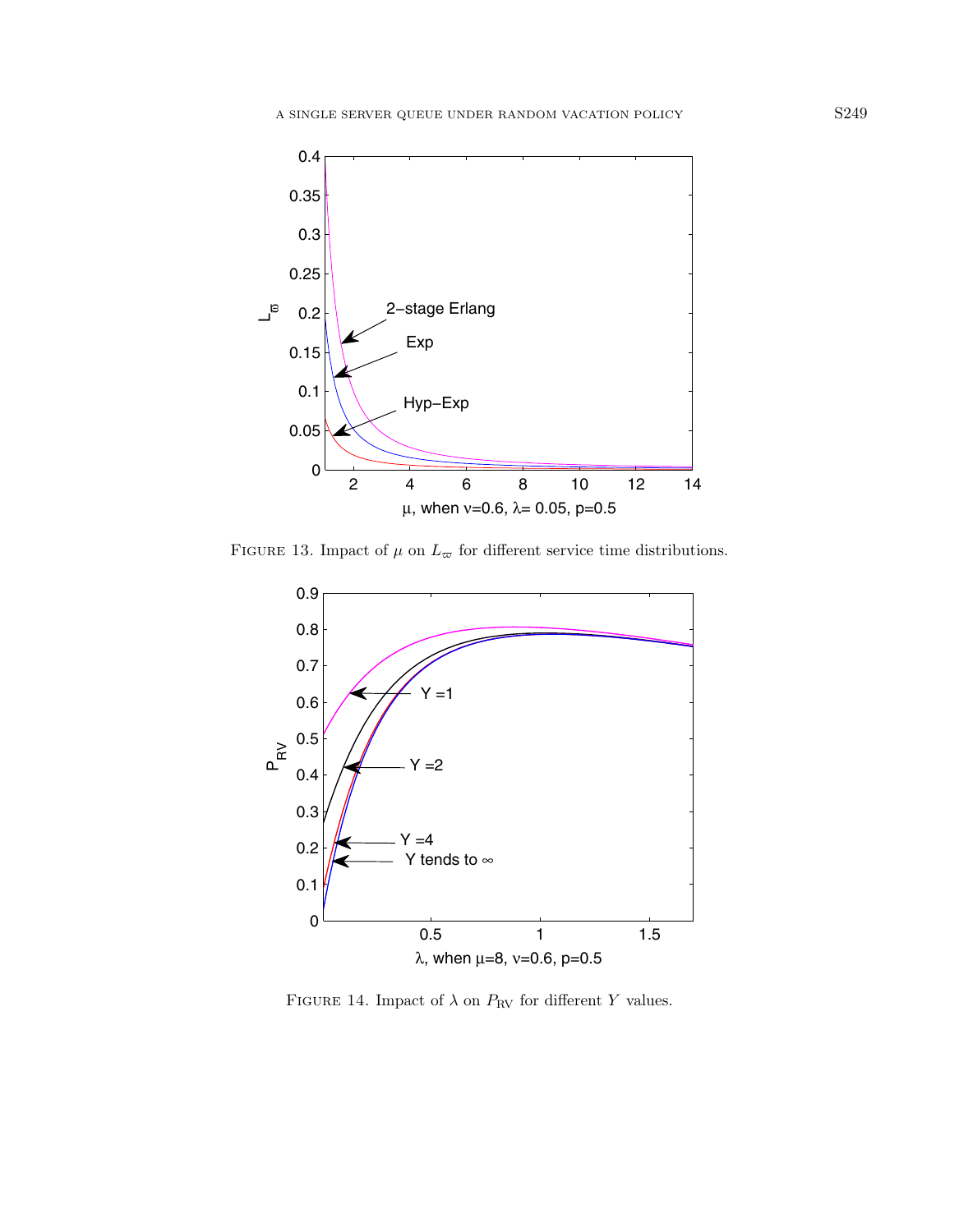Figure 13. Impact of $\mu$ on $L_{\varpi}$ for different service time distributions.

Figure 14. Impact of $\lambda$ on $P_{\text{RV}}$ for different $Y$ values.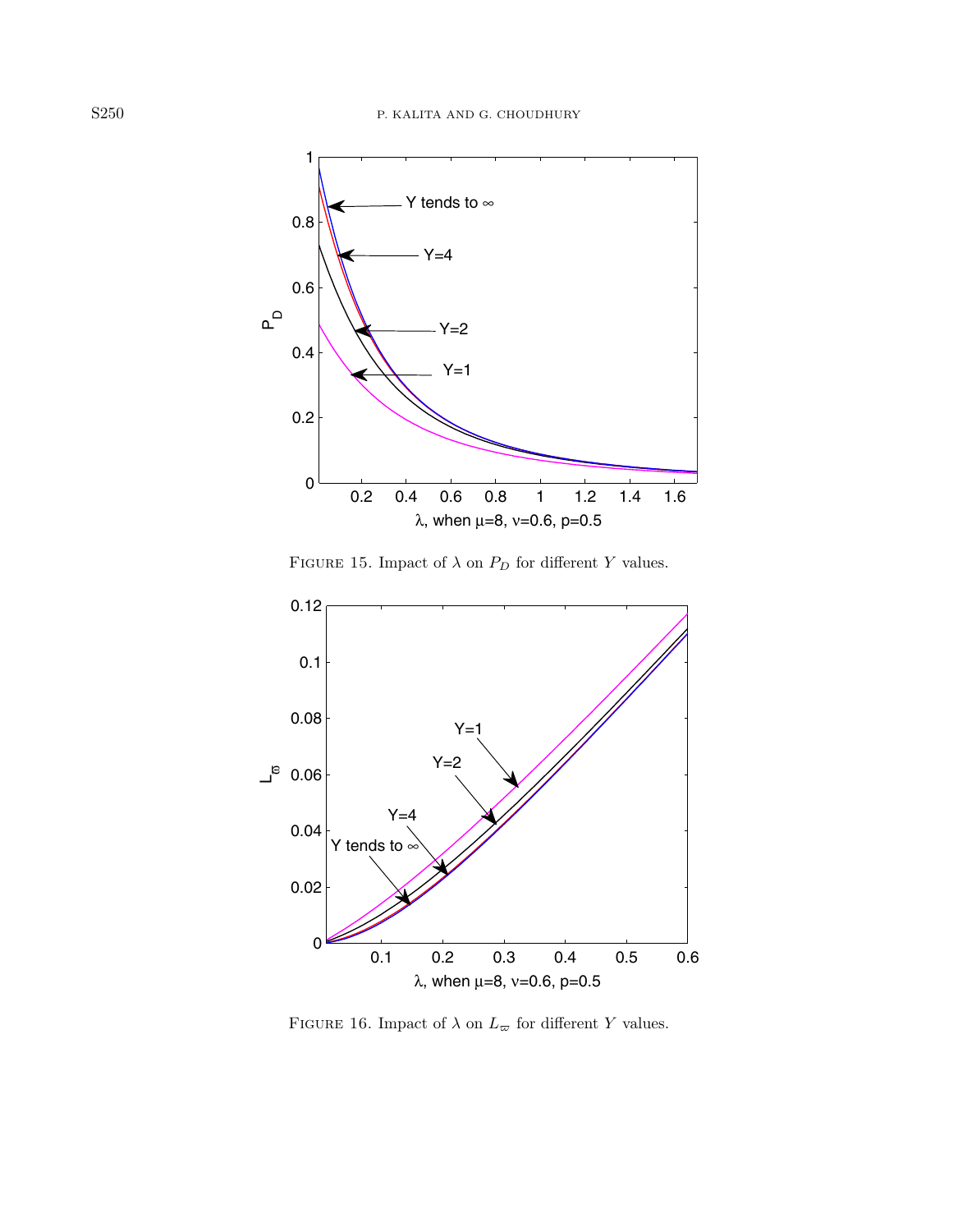Figure 15. Impact of $\lambda$ on $P_D$ for different $Y$ values.

Figure 16. Impact of $\lambda$ on $L_\varpi$ for different $Y$ values.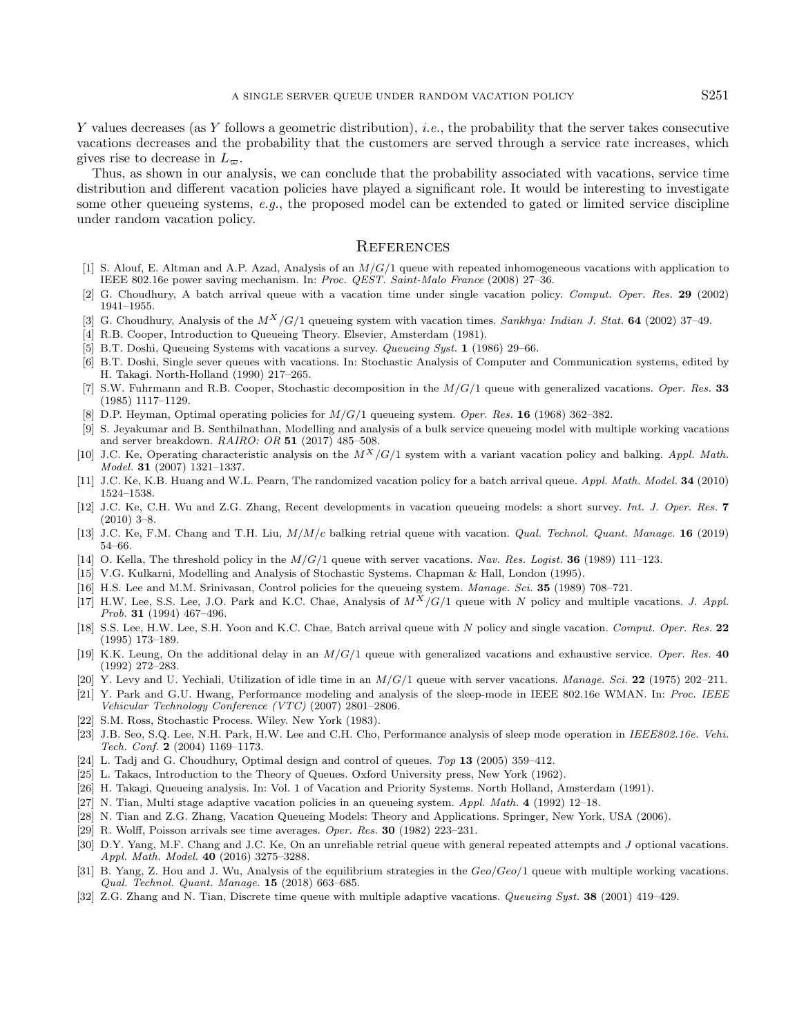$Y$ values decreases (as $Y$ follows a geometric distribution), *i.e.*, the probability that the server takes consecutive vacations decreases and the probability that the customers are served through a service rate increases, which gives rise to decrease in $L_{\varpi}$.

Thus, as shown in our analysis, we can conclude that the probability associated with vacations, service time distribution and different vacation policies have played a significant role. It would be interesting to investigate some other queueing systems, *e.g.*, the proposed model can be extended to gated or limited service discipline under random vacation policy.

## References

[1] S. Alouf, E. Altman and A.P. Azad, Analysis of an $M/G/1$ queue with repeated inhomogeneous vacations with application to IEEE 802.16e power saving mechanism. In: *Proc. QEST. Saint-Malo France* (2008) 27–36.

[2] G. Choudhury, A batch arrival queue with a vacation time under single vacation policy. *Comput. Oper. Res.* **29** (2002) 1941–1955.

[3] G. Choudhury, Analysis of the $M^X/G/1$ queueing system with vacation times. *Sankhya: Indian J. Stat.* **64** (2002) 37–49.

[4] R.B. Cooper, Introduction to Queueing Theory. Elsevier, Amsterdam (1981).

[5] B.T. Doshi, Queueing Systems with vacations a survey. *Queueing Syst.* **1** (1986) 29–66.

[6] B.T. Doshi, Single sever queues with vacations. In: Stochastic Analysis of Computer and Communication systems, edited by H. Takagi. North-Holland (1990) 217–265.

[7] S.W. Fuhrmann and R.B. Cooper, Stochastic decomposition in the $M/G/1$ queue with generalized vacations. *Oper. Res.* **33** (1985) 1117–1129.

[8] D.P. Heyman, Optimal operating policies for $M/G/1$ queueing system. *Oper. Res.* **16** (1968) 362–382.

[9] S. Jeyakumar and B. Senthilnathan, Modelling and analysis of a bulk service queueing model with multiple working vacations and server breakdown. *RAIRO: OR* **51** (2017) 485–508.

[10] J.C. Ke, Operating characteristic analysis on the $M^X/G/1$ system with a variant vacation policy and balking. *Appl. Math. Model.* **31** (2007) 1321–1337.

[11] J.C. Ke, K.B. Huang and W.L. Pearn, The randomized vacation policy for a batch arrival queue. *Appl. Math. Model.* **34** (2010) 1524–1538.

[12] J.C. Ke, C.H. Wu and Z.G. Zhang, Recent developments in vacation queueing models: a short survey. *Int. J. Oper. Res.* **7** (2010) 3–8.

[13] J.C. Ke, F.M. Chang and T.H. Liu, $M/M/c$ balking retrial queue with vacation. *Qual. Technol. Quant. Manage.* **16** (2019) 54–66.

[14] O. Kella, The threshold policy in the $M/G/1$ queue with server vacations. *Nav. Res. Logist.* **36** (1989) 111–123.

[15] V.G. Kulkarni, Modelling and Analysis of Stochastic Systems. Chapman & Hall, London (1995).

[16] H.S. Lee and M.M. Srinivasan, Control policies for the queueing system. *Manage. Sci.* **35** (1989) 708–721.

[17] H.W. Lee, S.S. Lee, J.O. Park and K.C. Chae, Analysis of $M^X/G/1$ queue with $N$ policy and multiple vacations. *J. Appl. Prob.* **31** (1994) 467–496.

[18] S.S. Lee, H.W. Lee, S.H. Yoon and K.C. Chae, Batch arrival queue with $N$ policy and single vacation. *Comput. Oper. Res.* **22** (1995) 173–189.

[19] K.K. Leung, On the additional delay in an $M/G/1$ queue with generalized vacations and exhaustive service. *Oper. Res.* **40** (1992) 272–283.

[20] Y. Levy and U. Yechiali, Utilization of idle time in an $M/G/1$ queue with server vacations. *Manage. Sci.* **22** (1975) 202–211.

[21] Y. Park and G.U. Hwang, Performance modeling and analysis of the sleep-mode in IEEE 802.16e WMAN. In: *Proc. IEEE Vehicular Technology Conference (VTC)* (2007) 2801–2806.

[22] S.M. Ross, Stochastic Process. Wiley. New York (1983).

[23] J.B. Seo, S.Q. Lee, N.H. Park, H.W. Lee and C.H. Cho, Performance analysis of sleep mode operation in *IEEE802.16e. Vehi. Tech. Conf.* **2** (2004) 1169–1173.

[24] L. Tadj and G. Choudhury, Optimal design and control of queues. *Top* **13** (2005) 359–412.

[25] L. Takacs, Introduction to the Theory of Queues. Oxford University press, New York (1962).

[26] H. Takagi, Queueing analysis. In: Vol. 1 of Vacation and Priority Systems. North Holland, Amsterdam (1991).

[27] N. Tian, Multi stage adaptive vacation policies in an queueing system. *Appl. Math.* **4** (1992) 12–18.

[28] N. Tian and Z.G. Zhang, Vacation Queueing Models: Theory and Applications. Springer, New York, USA (2006).

[29] R. Wolff, Poisson arrivals see time averages. *Oper. Res.* **30** (1982) 223–231.

[30] D.Y. Yang, M.F. Chang and J.C. Ke, On an unreliable retrial queue with general repeated attempts and $J$ optional vacations. *Appl. Math. Model.* **40** (2016) 3275–3288.

[31] B. Yang, Z. Hou and J. Wu, Analysis of the equilibrium strategies in the $Geo/Geo/1$ queue with multiple working vacations. *Qual. Technol. Quant. Manage.* **15** (2018) 663–685.

[32] Z.G. Zhang and N. Tian, Discrete time queue with multiple adaptive vacations. *Queueing Syst.* **38** (2001) 419–429.